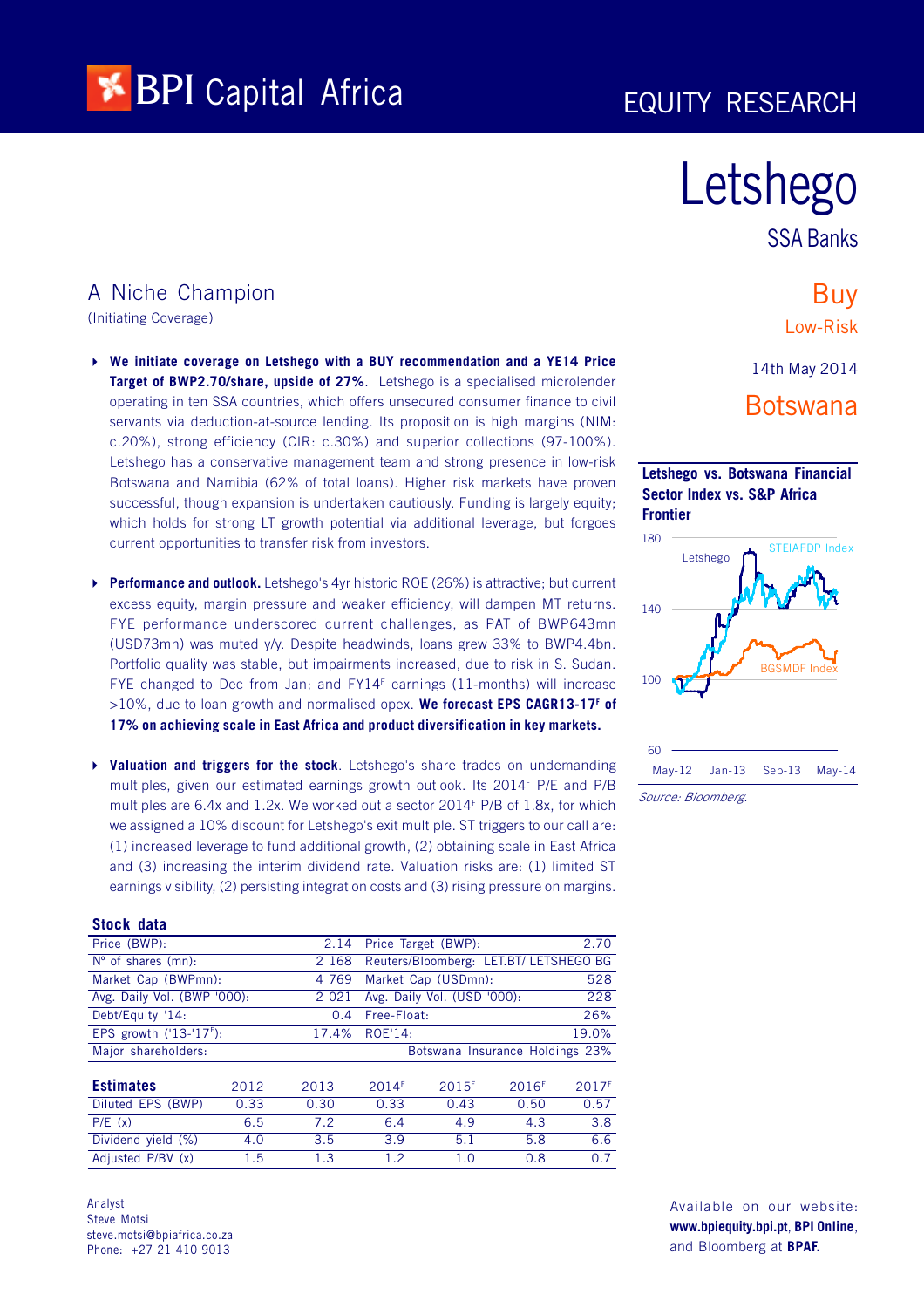BPI Capital Africa

EQUITY RESEARCH

# Letshego

SSA Banks

## A Niche Champion

(Initiating Coverage)

**Buy**

Low-Risk

14th May 2014

**Botswana**

- **We initiate coverage on Letshego with a BUY recommendation and a YE14 Price Target of BWP2.70/share, upside of 27%**. Letshego is a specialised microlender operating in ten SSA countries, which offers unsecured consumer finance to civil servants via deduction-at-source lending. Its proposition is high margins (NIM: c.20%), strong efficiency (CIR: c.30%) and superior collections (97-100%). Letshego has a conservative management team and strong presence in low-risk Botswana and Namibia (62% of total loans). Higher risk markets have proven successful, though expansion is undertaken cautiously. Funding is largely equity; which holds for strong LT growth potential via additional leverage, but forgoes current opportunities to transfer risk from investors.

- **Performance and outlook.** Letshego's 4yr historic ROE (26%) is attractive; but current excess equity, margin pressure and weaker efficiency, will dampen MT returns. FYE performance underscored current challenges, as PAT of BWP643mn (USD73mn) was muted y/y. Despite headwinds, loans grew 33% to BWP4.4bn. Portfolio quality was stable, but impairments increased, due to risk in S. Sudan. FYE changed to Dec from Jan; and FY14$^F$ earnings (11-months) will increase >10%, due to loan growth and normalised opex. **We forecast EPS CAGR13-17$^F$ of 17% on achieving scale in East Africa and product diversification in key markets.**

- **Valuation and triggers for the stock**. Letshego's share trades on undemanding multiples, given our estimated earnings growth outlook. Its 2014$^F$ P/E and P/B multiples are 6.4x and 1.2x. We worked out a sector 2014$^F$ P/B of 1.8x, for which we assigned a 10% discount for Letshego's exit multiple. ST triggers to our call are: (1) increased leverage to fund additional growth, (2) obtaining scale in East Africa and (3) increasing the interim dividend rate. Valuation risks are: (1) limited ST earnings visibility, (2) persisting integration costs and (3) rising pressure on margins.

**Letshego vs. Botswana Financial Sector Index vs. S&P Africa Frontier**

*Source: Bloomberg.*

### Stock data

| | | | |
|---|---|---|---|
| Price (BWP): | 2.14 | Price Target (BWP): | 2.70 |
| Nº of shares (mn): | 2 168 | Reuters/Bloomberg: | LET.BT/ LETSHEGO BG |
| Market Cap (BWPmn): | 4 769 | Market Cap (USDmn): | 528 |
| Avg. Daily Vol. (BWP '000): | 2 021 | Avg. Daily Vol. (USD '000): | 228 |
| Debt/Equity '14: | 0.4 | Free-Float: | 26% |
| EPS growth ('13-'17$^F$): | 17.4% | ROE'14: | 19.0% |
| Major shareholders: | | | Botswana Insurance Holdings 23% |

| Estimates | 2012 | 2013 | 2014$^F$ | 2015$^F$ | 2016$^F$ | 2017$^F$ |
|---|---|---|---|---|---|---|
| Diluted EPS (BWP) | 0.33 | 0.30 | 0.33 | 0.43 | 0.50 | 0.57 |
| P/E (x) | 6.5 | 7.2 | 6.4 | 4.9 | 4.3 | 3.8 |
| Dividend yield (%) | 4.0 | 3.5 | 3.9 | 5.1 | 5.8 | 6.6 |
| Adjusted P/BV (x) | 1.5 | 1.3 | 1.2 | 1.0 | 0.8 | 0.7 |

Analyst
Steve Motsi
steve.motsi@bpiafrica.co.za
Phone: +27 21 410 9013

Available on our website: **www.bpiequity.bpi.pt**, **BPI Online**, and Bloomberg at **BPAF.**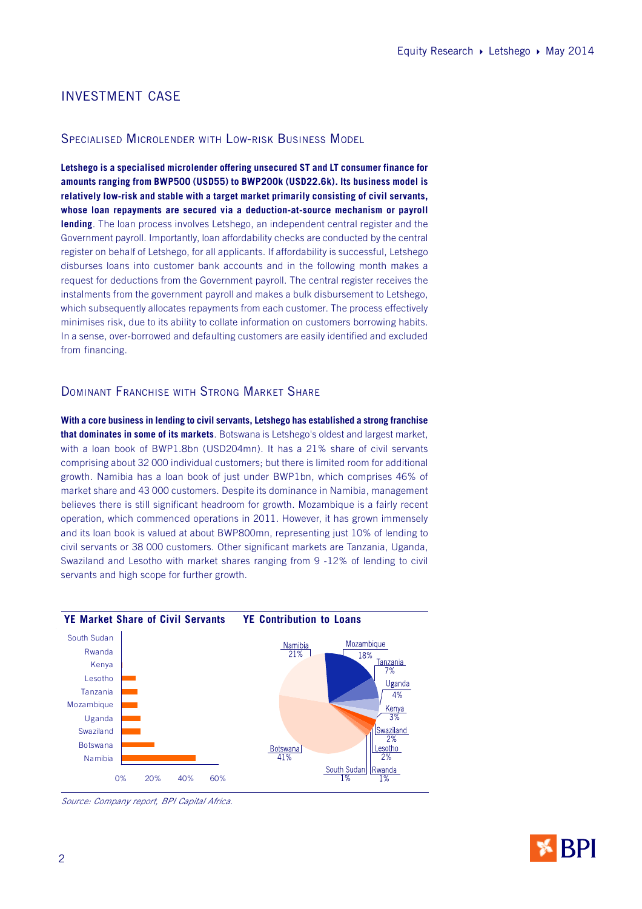# INVESTMENT CASE

## Specialised Microlender with Low-risk Business Model

**Letshego is a specialised microlender offering unsecured ST and LT consumer finance for amounts ranging from BWP500 (USD55) to BWP200k (USD22.6k). Its business model is relatively low-risk and stable with a target market primarily consisting of civil servants, whose loan repayments are secured via a deduction-at-source mechanism or payroll lending**. The loan process involves Letshego, an independent central register and the Government payroll. Importantly, loan affordability checks are conducted by the central register on behalf of Letshego, for all applicants. If affordability is successful, Letshego disburses loans into customer bank accounts and in the following month makes a request for deductions from the Government payroll. The central register receives the instalments from the government payroll and makes a bulk disbursement to Letshego, which subsequently allocates repayments from each customer. The process effectively minimises risk, due to its ability to collate information on customers borrowing habits. In a sense, over-borrowed and defaulting customers are easily identified and excluded from financing.

## Dominant Franchise with Strong Market Share

**With a core business in lending to civil servants, Letshego has established a strong franchise that dominates in some of its markets**. Botswana is Letshego's oldest and largest market, with a loan book of BWP1.8bn (USD204mn). It has a 21% share of civil servants comprising about 32 000 individual customers; but there is limited room for additional growth. Namibia has a loan book of just under BWP1bn, which comprises 46% of market share and 43 000 customers. Despite its dominance in Namibia, management believes there is still significant headroom for growth. Mozambique is a fairly recent operation, which commenced operations in 2011. However, it has grown immensely and its loan book is valued at about BWP800mn, representing just 10% of lending to civil servants or 38 000 customers. Other significant markets are Tanzania, Uganda, Swaziland and Lesotho with market shares ranging from 9 -12% of lending to civil servants and high scope for further growth.

**YE Market Share of Civil Servants**

**YE Contribution to Loans**

| Country | Contribution to Loans |
|---|---|
| Botswana | 41% |
| Namibia | 21% |
| Mozambique | 18% |
| Tanzania | 7% |
| Uganda | 4% |
| Kenya | 3% |
| Swaziland | 2% |
| Lesotho | 2% |
| South Sudan | 1% |
| Rwanda | 1% |

*Source: Company report, BPI Capital Africa.*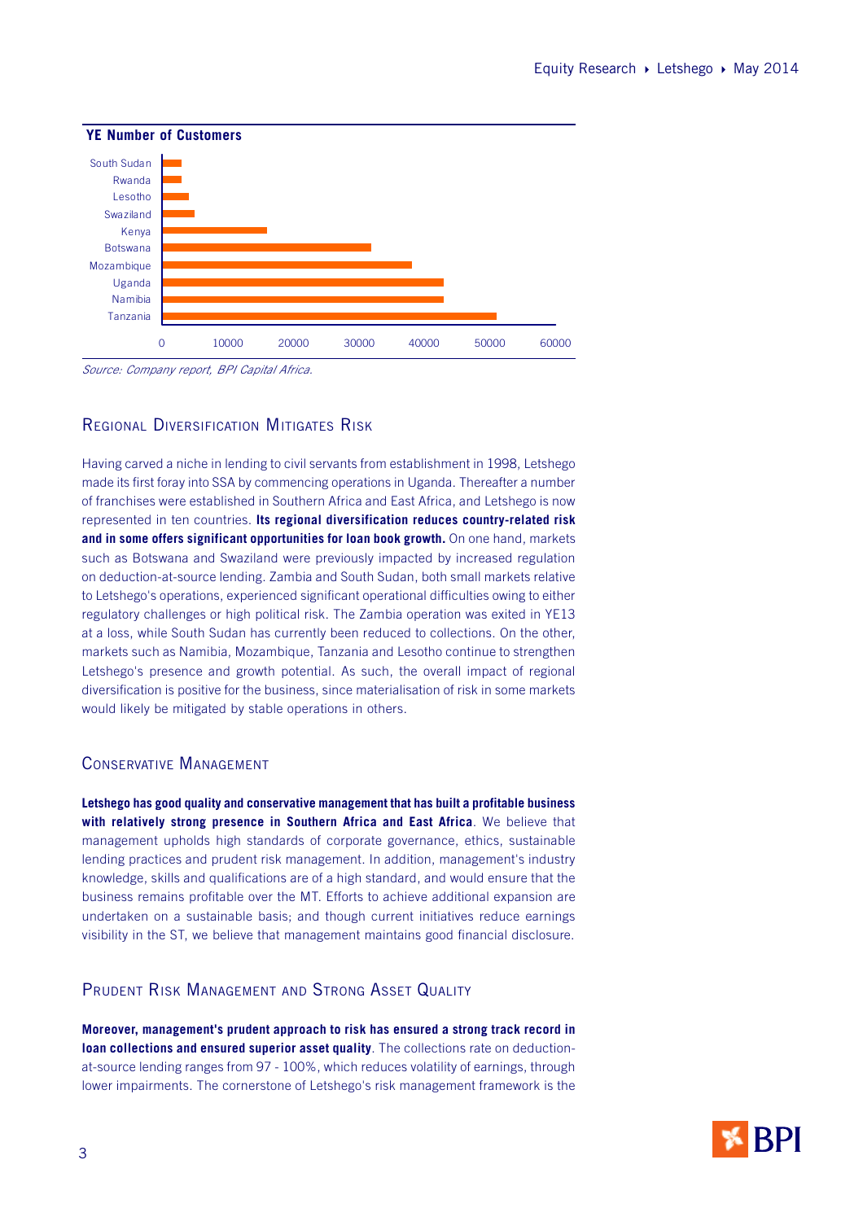**YE Number of Customers**

| Country | Customers (approx.) |
| --- | --- |
| South Sudan | ~3000 |
| Rwanda | ~3000 |
| Lesotho | ~4000 |
| Swaziland | ~5000 |
| Kenya | ~16000 |
| Botswana | ~32000 |
| Mozambique | ~38000 |
| Uganda | ~43000 |
| Namibia | ~43000 |
| Tanzania | ~51000 |

*Source: Company report, BPI Capital Africa.*

## Regional Diversification Mitigates Risk

Having carved a niche in lending to civil servants from establishment in 1998, Letshego made its first foray into SSA by commencing operations in Uganda. Thereafter a number of franchises were established in Southern Africa and East Africa, and Letshego is now represented in ten countries. **Its regional diversification reduces country-related risk and in some offers significant opportunities for loan book growth.** On one hand, markets such as Botswana and Swaziland were previously impacted by increased regulation on deduction-at-source lending. Zambia and South Sudan, both small markets relative to Letshego's operations, experienced significant operational difficulties owing to either regulatory challenges or high political risk. The Zambia operation was exited in YE13 at a loss, while South Sudan has currently been reduced to collections. On the other, markets such as Namibia, Mozambique, Tanzania and Lesotho continue to strengthen Letshego's presence and growth potential. As such, the overall impact of regional diversification is positive for the business, since materialisation of risk in some markets would likely be mitigated by stable operations in others.

## Conservative Management

**Letshego has good quality and conservative management that has built a profitable business with relatively strong presence in Southern Africa and East Africa**. We believe that management upholds high standards of corporate governance, ethics, sustainable lending practices and prudent risk management. In addition, management's industry knowledge, skills and qualifications are of a high standard, and would ensure that the business remains profitable over the MT. Efforts to achieve additional expansion are undertaken on a sustainable basis; and though current initiatives reduce earnings visibility in the ST, we believe that management maintains good financial disclosure.

## Prudent Risk Management and Strong Asset Quality

**Moreover, management's prudent approach to risk has ensured a strong track record in loan collections and ensured superior asset quality**. The collections rate on deduction-at-source lending ranges from 97 - 100%, which reduces volatility of earnings, through lower impairments. The cornerstone of Letshego's risk management framework is the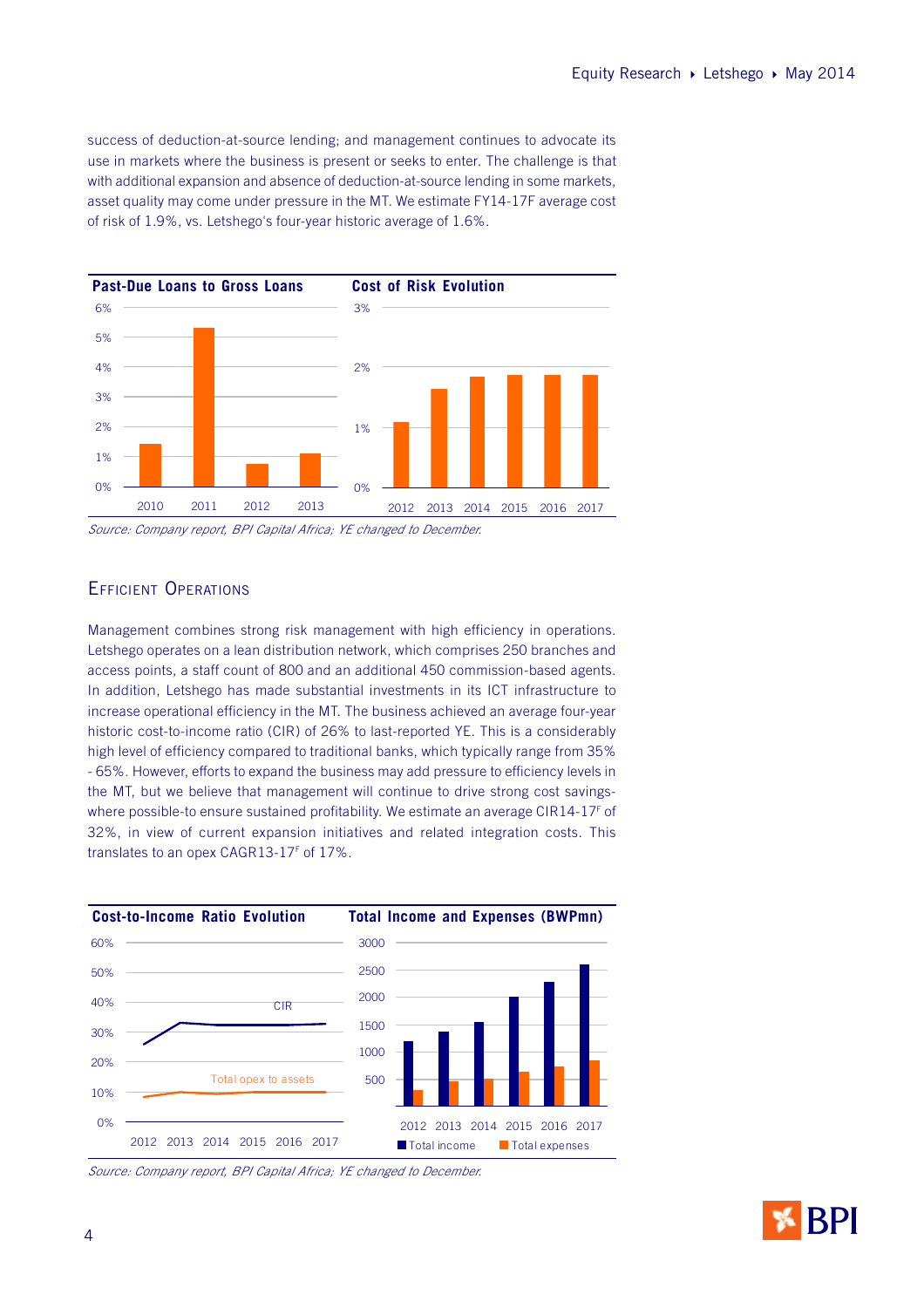success of deduction-at-source lending; and management continues to advocate its use in markets where the business is present or seeks to enter. The challenge is that with additional expansion and absence of deduction-at-source lending in some markets, asset quality may come under pressure in the MT. We estimate FY14-17F average cost of risk of 1.9%, vs. Letshego's four-year historic average of 1.6%.

**Past-Due Loans to Gross Loans**

**Cost of Risk Evolution**

*Source: Company report, BPI Capital Africa; YE changed to December.*

## Efficient Operations

Management combines strong risk management with high efficiency in operations. Letshego operates on a lean distribution network, which comprises 250 branches and access points, a staff count of 800 and an additional 450 commission-based agents. In addition, Letshego has made substantial investments in its ICT infrastructure to increase operational efficiency in the MT. The business achieved an average four-year historic cost-to-income ratio (CIR) of 26% to last-reported YE. This is a considerably high level of efficiency compared to traditional banks, which typically range from 35% - 65%. However, efforts to expand the business may add pressure to efficiency levels in the MT, but we believe that management will continue to drive strong cost savings-where possible-to ensure sustained profitability. We estimate an average CIR14-17$^F$ of 32%, in view of current expansion initiatives and related integration costs. This translates to an opex CAGR13-17$^F$ of 17%.

**Cost-to-Income Ratio Evolution**

**Total Income and Expenses (BWPmn)**

*Source: Company report, BPI Capital Africa; YE changed to December.*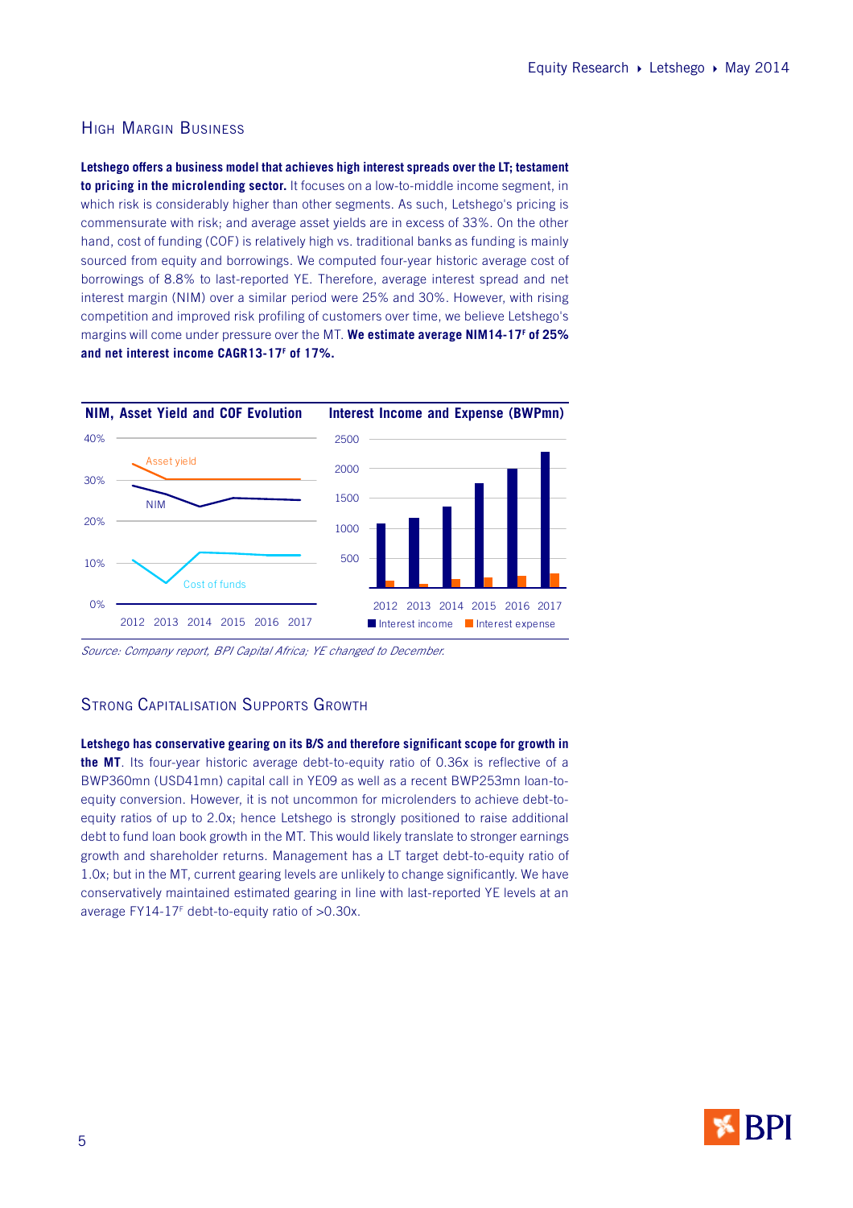## High Margin Business

**Letshego offers a business model that achieves high interest spreads over the LT; testament to pricing in the microlending sector.** It focuses on a low-to-middle income segment, in which risk is considerably higher than other segments. As such, Letshego's pricing is commensurate with risk; and average asset yields are in excess of 33%. On the other hand, cost of funding (COF) is relatively high vs. traditional banks as funding is mainly sourced from equity and borrowings. We computed four-year historic average cost of borrowings of 8.8% to last-reported YE. Therefore, average interest spread and net interest margin (NIM) over a similar period were 25% and 30%. However, with rising competition and improved risk profiling of customers over time, we believe Letshego's margins will come under pressure over the MT. **We estimate average NIM14-17ᶠ of 25% and net interest income CAGR13-17ᶠ of 17%.**

**NIM, Asset Yield and COF Evolution**

**Interest Income and Expense (BWPmn)**

*Source: Company report, BPI Capital Africa; YE changed to December.*

## Strong Capitalisation Supports Growth

**Letshego has conservative gearing on its B/S and therefore significant scope for growth in the MT**. Its four-year historic average debt-to-equity ratio of 0.36x is reflective of a BWP360mn (USD41mn) capital call in YE09 as well as a recent BWP253mn loan-to-equity conversion. However, it is not uncommon for microlenders to achieve debt-to-equity ratios of up to 2.0x; hence Letshego is strongly positioned to raise additional debt to fund loan book growth in the MT. This would likely translate to stronger earnings growth and shareholder returns. Management has a LT target debt-to-equity ratio of 1.0x; but in the MT, current gearing levels are unlikely to change significantly. We have conservatively maintained estimated gearing in line with last-reported YE levels at an average FY14-17ᶠ debt-to-equity ratio of >0.30x.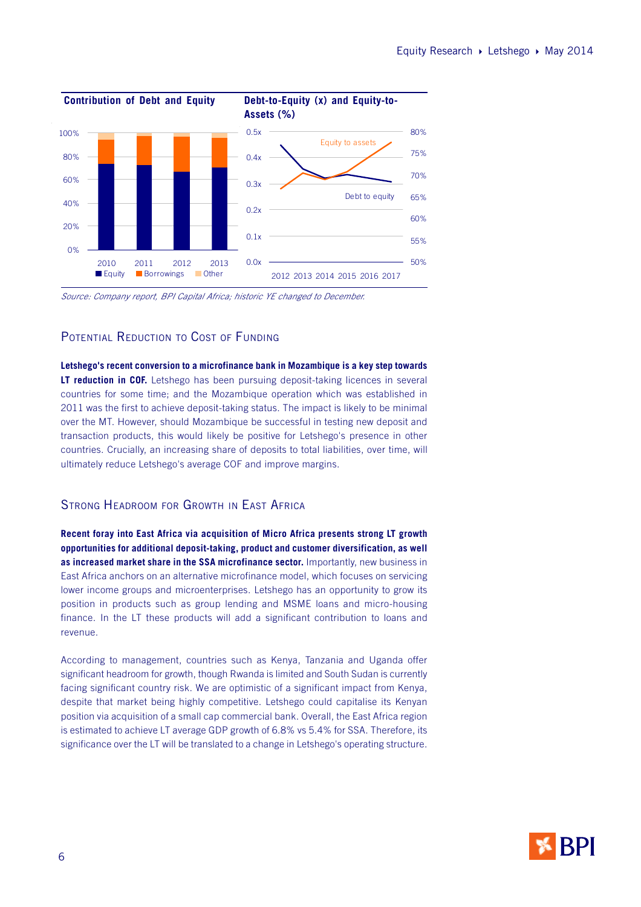**Contribution of Debt and Equity**

**Debt-to-Equity (x) and Equity-to-Assets (%)**

*Source: Company report, BPI Capital Africa; historic YE changed to December.*

## Potential Reduction to Cost of Funding

**Letshego's recent conversion to a microfinance bank in Mozambique is a key step towards LT reduction in COF.** Letshego has been pursuing deposit-taking licences in several countries for some time; and the Mozambique operation which was established in 2011 was the first to achieve deposit-taking status. The impact is likely to be minimal over the MT. However, should Mozambique be successful in testing new deposit and transaction products, this would likely be positive for Letshego's presence in other countries. Crucially, an increasing share of deposits to total liabilities, over time, will ultimately reduce Letshego's average COF and improve margins.

## Strong Headroom for Growth in East Africa

**Recent foray into East Africa via acquisition of Micro Africa presents strong LT growth opportunities for additional deposit-taking, product and customer diversification, as well as increased market share in the SSA microfinance sector.** Importantly, new business in East Africa anchors on an alternative microfinance model, which focuses on servicing lower income groups and microenterprises. Letshego has an opportunity to grow its position in products such as group lending and MSME loans and micro-housing finance. In the LT these products will add a significant contribution to loans and revenue.

According to management, countries such as Kenya, Tanzania and Uganda offer significant headroom for growth, though Rwanda is limited and South Sudan is currently facing significant country risk. We are optimistic of a significant impact from Kenya, despite that market being highly competitive. Letshego could capitalise its Kenyan position via acquisition of a small cap commercial bank. Overall, the East Africa region is estimated to achieve LT average GDP growth of 6.8% vs 5.4% for SSA. Therefore, its significance over the LT will be translated to a change in Letshego's operating structure.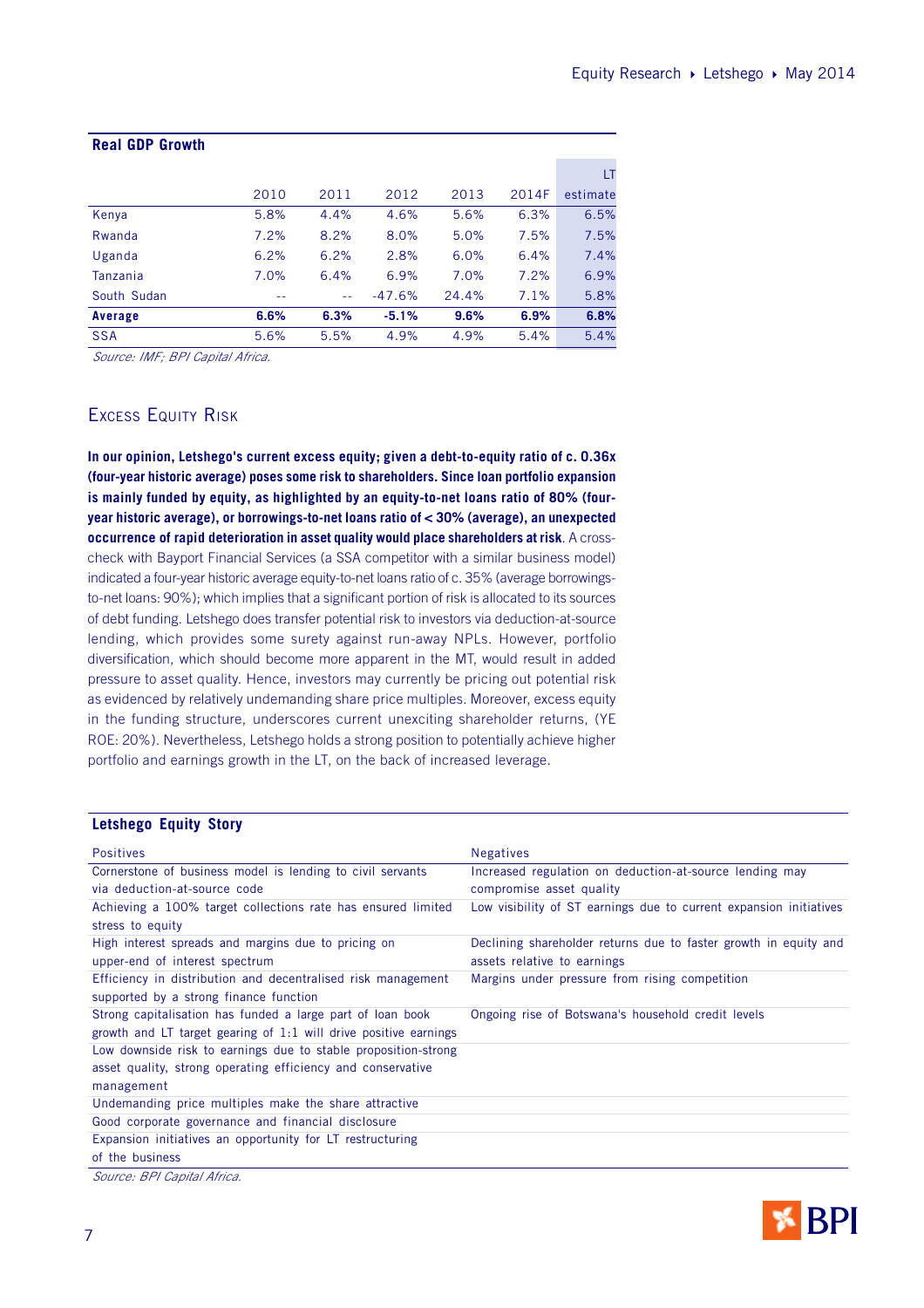**Real GDP Growth**

| | 2010 | 2011 | 2012 | 2013 | 2014F | LT estimate |
|---|---|---|---|---|---|---|
| Kenya | 5.8% | 4.4% | 4.6% | 5.6% | 6.3% | 6.5% |
| Rwanda | 7.2% | 8.2% | 8.0% | 5.0% | 7.5% | 7.5% |
| Uganda | 6.2% | 6.2% | 2.8% | 6.0% | 6.4% | 7.4% |
| Tanzania | 7.0% | 6.4% | 6.9% | 7.0% | 7.2% | 6.9% |
| South Sudan | -- | -- | -47.6% | 24.4% | 7.1% | 5.8% |
| **Average** | **6.6%** | **6.3%** | **-5.1%** | **9.6%** | **6.9%** | **6.8%** |
| SSA | 5.6% | 5.5% | 4.9% | 4.9% | 5.4% | 5.4% |

*Source: IMF; BPI Capital Africa.*

## Excess Equity Risk

**In our opinion, Letshego's current excess equity; given a debt-to-equity ratio of c. 0.36x (four-year historic average) poses some risk to shareholders. Since loan portfolio expansion is mainly funded by equity, as highlighted by an equity-to-net loans ratio of 80% (four-year historic average), or borrowings-to-net loans ratio of < 30% (average), an unexpected occurrence of rapid deterioration in asset quality would place shareholders at risk**. A cross-check with Bayport Financial Services (a SSA competitor with a similar business model) indicated a four-year historic average equity-to-net loans ratio of c. 35% (average borrowings-to-net loans: 90%); which implies that a significant portion of risk is allocated to its sources of debt funding. Letshego does transfer potential risk to investors via deduction-at-source lending, which provides some surety against run-away NPLs. However, portfolio diversification, which should become more apparent in the MT, would result in added pressure to asset quality. Hence, investors may currently be pricing out potential risk as evidenced by relatively undemanding share price multiples. Moreover, excess equity in the funding structure, underscores current unexciting shareholder returns, (YE ROE: 20%). Nevertheless, Letshego holds a strong position to potentially achieve higher portfolio and earnings growth in the LT, on the back of increased leverage.

**Letshego Equity Story**

| Positives | Negatives |
|---|---|
| Cornerstone of business model is lending to civil servants via deduction-at-source code | Increased regulation on deduction-at-source lending may compromise asset quality |
| Achieving a 100% target collections rate has ensured limited stress to equity | Low visibility of ST earnings due to current expansion initiatives |
| High interest spreads and margins due to pricing on upper-end of interest spectrum | Declining shareholder returns due to faster growth in equity and assets relative to earnings |
| Efficiency in distribution and decentralised risk management supported by a strong finance function | Margins under pressure from rising competition |
| Strong capitalisation has funded a large part of loan book growth and LT target gearing of 1:1 will drive positive earnings | Ongoing rise of Botswana's household credit levels |
| Low downside risk to earnings due to stable proposition-strong asset quality, strong operating efficiency and conservative management | |
| Undemanding price multiples make the share attractive | |
| Good corporate governance and financial disclosure | |
| Expansion initiatives an opportunity for LT restructuring of the business | |

*Source: BPI Capital Africa.*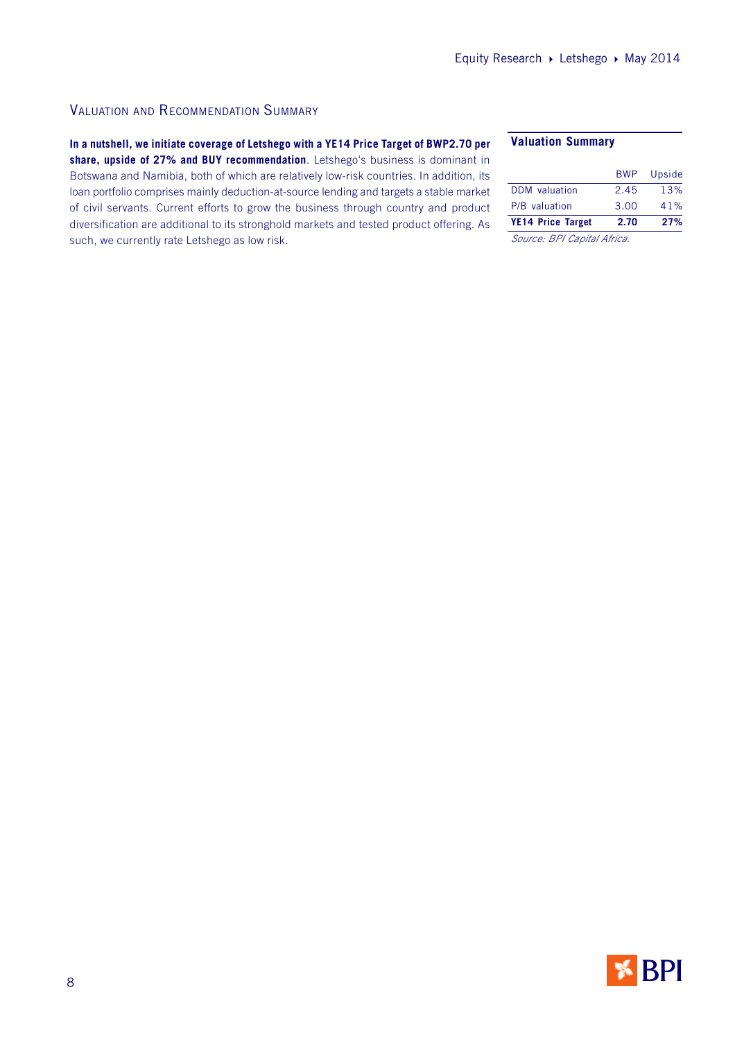## Valuation and Recommendation Summary

**In a nutshell, we initiate coverage of Letshego with a YE14 Price Target of BWP2.70 per share, upside of 27% and BUY recommendation**. Letshego's business is dominant in Botswana and Namibia, both of which are relatively low-risk countries. In addition, its loan portfolio comprises mainly deduction-at-source lending and targets a stable market of civil servants. Current efforts to grow the business through country and product diversification are additional to its stronghold markets and tested product offering. As such, we currently rate Letshego as low risk.

**Valuation Summary**

| | BWP | Upside |
|---|---|---|
| DDM valuation | 2.45 | 13% |
| P/B valuation | 3.00 | 41% |
| **YE14 Price Target** | **2.70** | **27%** |

*Source: BPI Capital Africa.*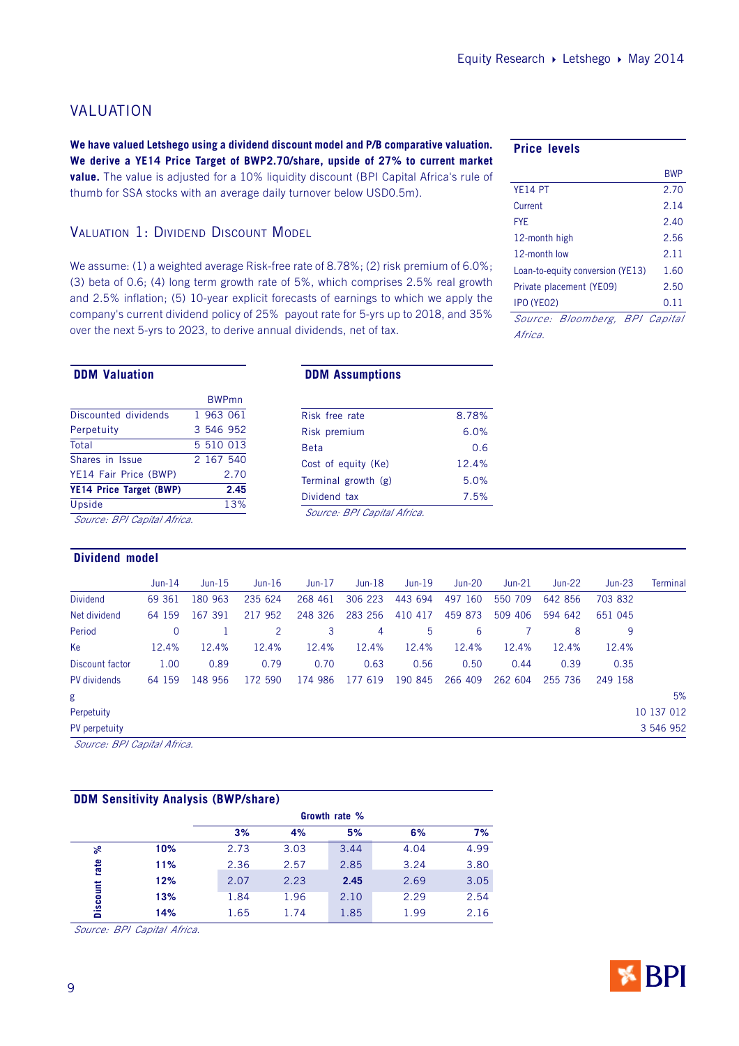## VALUATION

**We have valued Letshego using a dividend discount model and P/B comparative valuation. We derive a YE14 Price Target of BWP2.70/share, upside of 27% to current market value.** The value is adjusted for a 10% liquidity discount (BPI Capital Africa's rule of thumb for SSA stocks with an average daily turnover below USD0.5m).

**Price levels**

| | BWP |
|---|---|
| YE14 PT | 2.70 |
| Current | 2.14 |
| FYE | 2.40 |
| 12-month high | 2.56 |
| 12-month low | 2.11 |
| Loan-to-equity conversion (YE13) | 1.60 |
| Private placement (YE09) | 2.50 |
| IPO (YE02) | 0.11 |

*Source: Bloomberg, BPI Capital Africa.*

### VALUATION 1: DIVIDEND DISCOUNT MODEL

We assume: (1) a weighted average Risk-free rate of 8.78%; (2) risk premium of 6.0%; (3) beta of 0.6; (4) long term growth rate of 5%, which comprises 2.5% real growth and 2.5% inflation; (5) 10-year explicit forecasts of earnings to which we apply the company's current dividend policy of 25% payout rate for 5-yrs up to 2018, and 35% over the next 5-yrs to 2023, to derive annual dividends, net of tax.

**DDM Valuation**

| | BWPmn |
|---|---|
| Discounted dividends | 1 963 061 |
| Perpetuity | 3 546 952 |
| Total | 5 510 013 |
| Shares in Issue | 2 167 540 |
| YE14 Fair Price (BWP) | 2.70 |
| **YE14 Price Target (BWP)** | **2.45** |
| Upside | 13% |

*Source: BPI Capital Africa.*

**DDM Assumptions**

| | |
|---|---|
| Risk free rate | 8.78% |
| Risk premium | 6.0% |
| Beta | 0.6 |
| Cost of equity (Ke) | 12.4% |
| Terminal growth (g) | 5.0% |
| Dividend tax | 7.5% |

*Source: BPI Capital Africa.*

**Dividend model**

| | Jun-14 | Jun-15 | Jun-16 | Jun-17 | Jun-18 | Jun-19 | Jun-20 | Jun-21 | Jun-22 | Jun-23 | Terminal |
|---|---|---|---|---|---|---|---|---|---|---|---|
| Dividend | 69 361 | 180 963 | 235 624 | 268 461 | 306 223 | 443 694 | 497 160 | 550 709 | 642 856 | 703 832 | |
| Net dividend | 64 159 | 167 391 | 217 952 | 248 326 | 283 256 | 410 417 | 459 873 | 509 406 | 594 642 | 651 045 | |
| Period | 0 | 1 | 2 | 3 | 4 | 5 | 6 | 7 | 8 | 9 | |
| Ke | 12.4% | 12.4% | 12.4% | 12.4% | 12.4% | 12.4% | 12.4% | 12.4% | 12.4% | 12.4% | |
| Discount factor | 1.00 | 0.89 | 0.79 | 0.70 | 0.63 | 0.56 | 0.50 | 0.44 | 0.39 | 0.35 | |
| PV dividends | 64 159 | 148 956 | 172 590 | 174 986 | 177 619 | 190 845 | 266 409 | 262 604 | 255 736 | 249 158 | |
| g | | | | | | | | | | | 5% |
| Perpetuity | | | | | | | | | | | 10 137 012 |
| PV perpetuity | | | | | | | | | | | 3 546 952 |

*Source: BPI Capital Africa.*

**DDM Sensitivity Analysis (BWP/share)**

| | | Growth rate % | | | | |
|---|---|---|---|---|---|---|
| | | 3% | 4% | 5% | 6% | 7% |
| Discount rate % | 10% | 2.73 | 3.03 | 3.44 | 4.04 | 4.99 |
| | 11% | 2.36 | 2.57 | 2.85 | 3.24 | 3.80 |
| | 12% | 2.07 | 2.23 | **2.45** | 2.69 | 3.05 |
| | 13% | 1.84 | 1.96 | 2.10 | 2.29 | 2.54 |
| | 14% | 1.65 | 1.74 | 1.85 | 1.99 | 2.16 |

*Source: BPI Capital Africa.*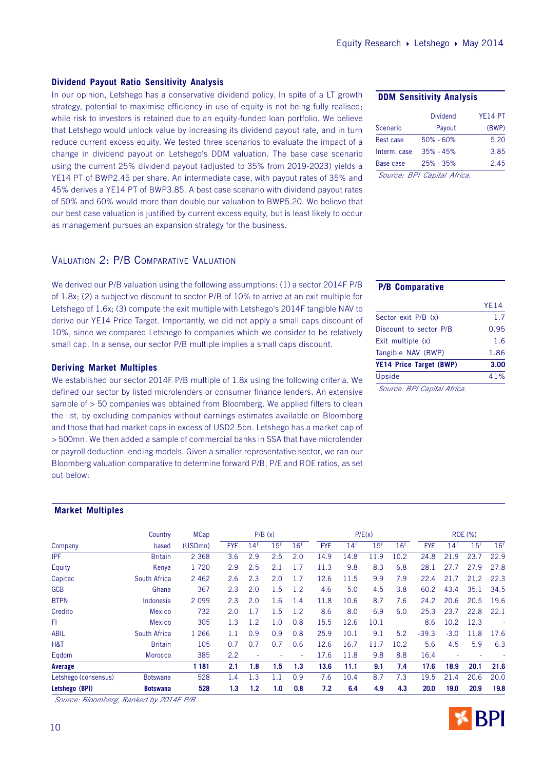### Dividend Payout Ratio Sensitivity Analysis

In our opinion, Letshego has a conservative dividend policy. In spite of a LT growth strategy, potential to maximise efficiency in use of equity is not being fully realised; while risk to investors is retained due to an equity-funded loan portfolio. We believe that Letshego would unlock value by increasing its dividend payout rate, and in turn reduce current excess equity. We tested three scenarios to evaluate the impact of a change in dividend payout on Letshego's DDM valuation. The base case scenario using the current 25% dividend payout (adjusted to 35% from 2019-2023) yields a YE14 PT of BWP2.45 per share. An intermediate case, with payout rates of 35% and 45% derives a YE14 PT of BWP3.85. A best case scenario with dividend payout rates of 50% and 60% would more than double our valuation to BWP5.20. We believe that our best case valuation is justified by current excess equity, but is least likely to occur as management pursues an expansion strategy for the business.

**DDM Sensitivity Analysis**

| Scenario | Dividend Payout | YE14 PT (BWP) |
|---|---|---|
| Best case | 50% - 60% | 5.20 |
| Interm. case | 35% - 45% | 3.85 |
| Base case | 25% - 35% | 2.45 |

*Source: BPI Capital Africa.*

## Valuation 2: P/B Comparative Valuation

We derived our P/B valuation using the following assumptions: (1) a sector 2014F P/B of 1.8x; (2) a subjective discount to sector P/B of 10% to arrive at an exit multiple for Letshego of 1.6x; (3) compute the exit multiple with Letshego's 2014F tangible NAV to derive our YE14 Price Target. Importantly, we did not apply a small caps discount of 10%, since we compared Letshego to companies which we consider to be relatively small cap. In a sense, our sector P/B multiple implies a small caps discount.

**P/B Comparative**

| | YE14 |
|---|---|
| Sector exit P/B (x) | 1.7 |
| Discount to sector P/B | 0.95 |
| Exit multiple (x) | 1.6 |
| Tangible NAV (BWP) | 1.86 |
| **YE14 Price Target (BWP)** | **3.00** |
| Upside | 41% |

*Source: BPI Capital Africa.*

### Deriving Market Multiples

We established our sector 2014F P/B multiple of 1.8x using the following criteria. We defined our sector by listed microlenders or consumer finance lenders. An extensive sample of > 50 companies was obtained from Bloomberg. We applied filters to clean the list, by excluding companies without earnings estimates available on Bloomberg and those that had market caps in excess of USD2.5bn. Letshego has a market cap of > 500mn. We then added a sample of commercial banks in SSA that have microlender or payroll deduction lending models. Given a smaller representative sector, we ran our Bloomberg valuation comparative to determine forward P/B, P/E and ROE ratios, as set out below:

**Market Multiples**

| Company | Country based | MCap (USDmn) | P/B (x) FYE | P/B (x) 14F | P/B (x) 15F | P/B (x) 16F | P/E(x) FYE | P/E(x) 14F | P/E(x) 15F | P/E(x) 16F | ROE (%) FYE | ROE (%) 14F | ROE (%) 15F | ROE (%) 16F |
|---|---|---|---|---|---|---|---|---|---|---|---|---|---|---|
| IPF | Britain | 2 368 | 3.6 | 2.9 | 2.5 | 2.0 | 14.9 | 14.8 | 11.9 | 10.2 | 24.8 | 21.9 | 23.7 | 22.9 |
| Equity | Kenya | 1 720 | 2.9 | 2.5 | 2.1 | 1.7 | 11.3 | 9.8 | 8.3 | 6.8 | 28.1 | 27.7 | 27.9 | 27.8 |
| Capitec | South Africa | 2 462 | 2.6 | 2.3 | 2.0 | 1.7 | 12.6 | 11.5 | 9.9 | 7.9 | 22.4 | 21.7 | 21.2 | 22.3 |
| GCB | Ghana | 367 | 2.3 | 2.0 | 1.5 | 1.2 | 4.6 | 5.0 | 4.5 | 3.8 | 60.2 | 43.4 | 35.1 | 34.5 |
| BTPN | Indonesia | 2 099 | 2.3 | 2.0 | 1.6 | 1.4 | 11.8 | 10.6 | 8.7 | 7.6 | 24.2 | 20.6 | 20.5 | 19.6 |
| Credito | Mexico | 732 | 2.0 | 1.7 | 1.5 | 1.2 | 8.6 | 8.0 | 6.9 | 6.0 | 25.3 | 23.7 | 22.8 | 22.1 |
| FI | Mexico | 305 | 1.3 | 1.2 | 1.0 | 0.8 | 15.5 | 12.6 | 10.1 | | 8.6 | 10.2 | 12.3 | - |
| ABIL | South Africa | 1 266 | 1.1 | 0.9 | 0.9 | 0.8 | 25.9 | 10.1 | 9.1 | 5.2 | -39.3 | -3.0 | 11.8 | 17.6 |
| H&T | Britain | 105 | 0.7 | 0.7 | 0.7 | 0.6 | 12.6 | 16.7 | 11.7 | 10.2 | 5.6 | 4.5 | 5.9 | 6.3 |
| Eqdom | Morocco | 385 | 2.2 | - | - | - | 17.6 | 11.8 | 9.8 | 8.8 | 16.4 | - | - | - |
| **Average** | | **1 181** | **2.1** | **1.8** | **1.5** | **1.3** | **13.6** | **11.1** | **9.1** | **7.4** | **17.6** | **18.9** | **20.1** | **21.6** |
| Letshego (consensus) | Botswana | 528 | 1.4 | 1.3 | 1.1 | 0.9 | 7.6 | 10.4 | 8.7 | 7.3 | 19.5 | 21.4 | 20.6 | 20.0 |
| **Letshego (BPI)** | **Botswana** | **528** | **1.3** | **1.2** | **1.0** | **0.8** | **7.2** | **6.4** | **4.9** | **4.3** | **20.0** | **19.0** | **20.9** | **19.8** |

*Source: Bloomberg, Ranked by 2014F P/B.*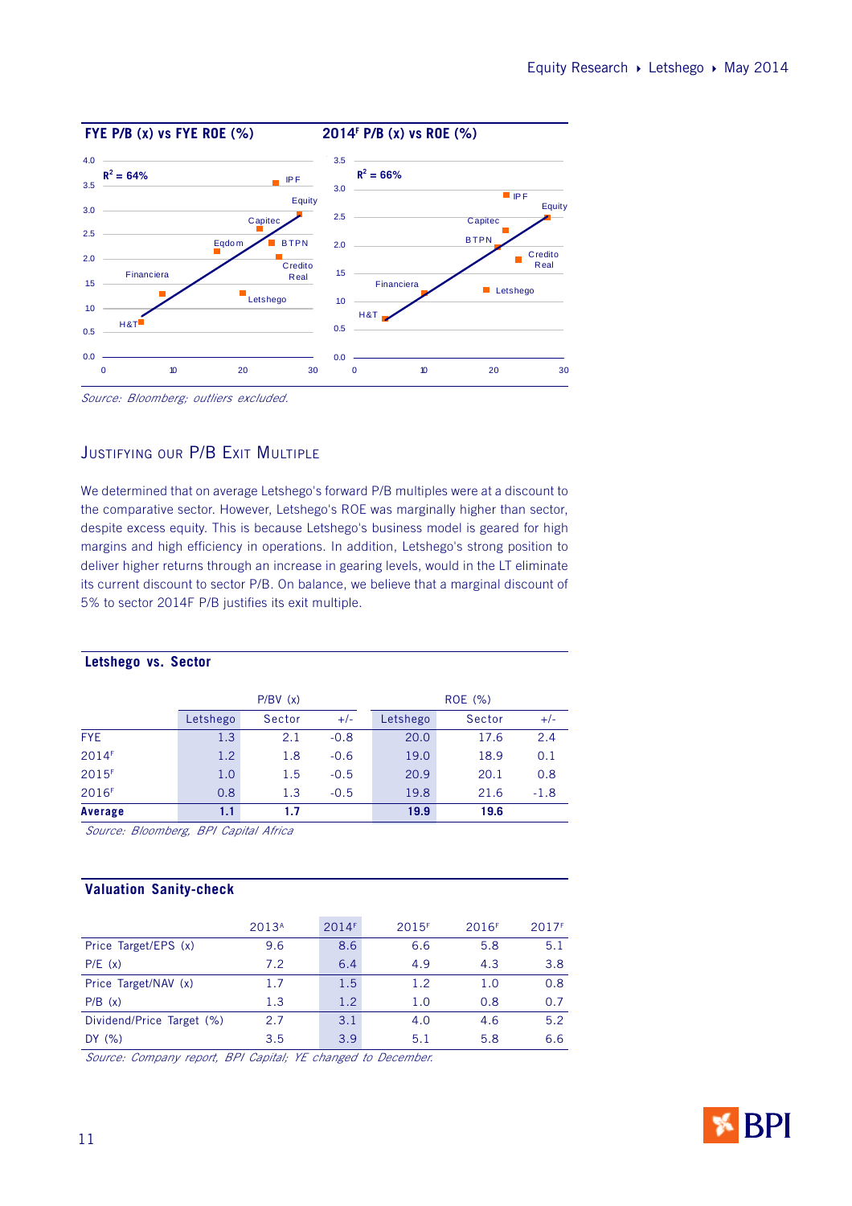**FYE P/B (x) vs FYE ROE (%)**

$R^2$ = 64%

**2014F P/B (x) vs ROE (%)**

$R^2$ = 66%

*Source: Bloomberg; outliers excluded.*

## Justifying our P/B Exit Multiple

We determined that on average Letshego's forward P/B multiples were at a discount to the comparative sector. However, Letshego's ROE was marginally higher than sector, despite excess equity. This is because Letshego's business model is geared for high margins and high efficiency in operations. In addition, Letshego's strong position to deliver higher returns through an increase in gearing levels, would in the LT eliminate its current discount to sector P/B. On balance, we believe that a marginal discount of 5% to sector 2014F P/B justifies its exit multiple.

### Letshego vs. Sector

| | P/BV (x) | | | ROE (%) | | |
|---|---|---|---|---|---|---|
| | Letshego | Sector | +/- | Letshego | Sector | +/- |
| FYE | 1.3 | 2.1 | -0.8 | 20.0 | 17.6 | 2.4 |
| 2014F | 1.2 | 1.8 | -0.6 | 19.0 | 18.9 | 0.1 |
| 2015F | 1.0 | 1.5 | -0.5 | 20.9 | 20.1 | 0.8 |
| 2016F | 0.8 | 1.3 | -0.5 | 19.8 | 21.6 | -1.8 |
| **Average** | **1.1** | **1.7** | | **19.9** | **19.6** | |

*Source: Bloomberg, BPI Capital Africa*

### Valuation Sanity-check

| | 2013A | 2014F | 2015F | 2016F | 2017F |
|---|---|---|---|---|---|
| Price Target/EPS (x) | 9.6 | 8.6 | 6.6 | 5.8 | 5.1 |
| P/E (x) | 7.2 | 6.4 | 4.9 | 4.3 | 3.8 |
| Price Target/NAV (x) | 1.7 | 1.5 | 1.2 | 1.0 | 0.8 |
| P/B (x) | 1.3 | 1.2 | 1.0 | 0.8 | 0.7 |
| Dividend/Price Target (%) | 2.7 | 3.1 | 4.0 | 4.6 | 5.2 |
| DY (%) | 3.5 | 3.9 | 5.1 | 5.8 | 6.6 |

*Source: Company report, BPI Capital; YE changed to December.*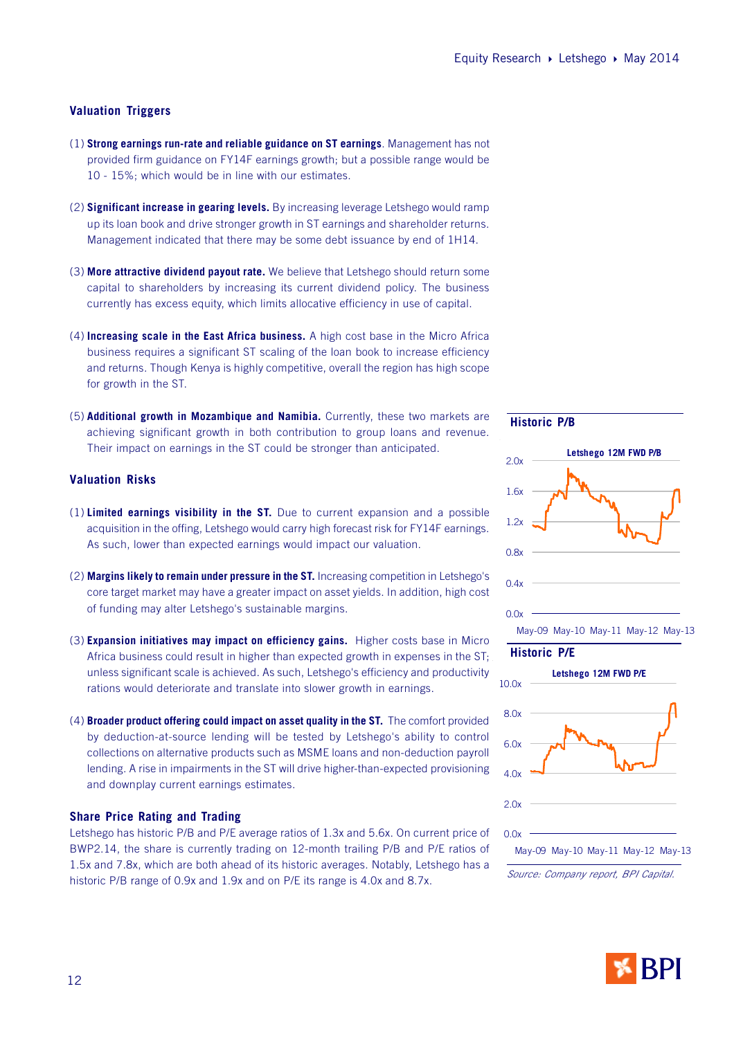## Valuation Triggers

(1) **Strong earnings run-rate and reliable guidance on ST earnings**. Management has not provided firm guidance on FY14F earnings growth; but a possible range would be 10 - 15%; which would be in line with our estimates.

(2) **Significant increase in gearing levels.** By increasing leverage Letshego would ramp up its loan book and drive stronger growth in ST earnings and shareholder returns. Management indicated that there may be some debt issuance by end of 1H14.

(3) **More attractive dividend payout rate.** We believe that Letshego should return some capital to shareholders by increasing its current dividend policy. The business currently has excess equity, which limits allocative efficiency in use of capital.

(4) **Increasing scale in the East Africa business.** A high cost base in the Micro Africa business requires a significant ST scaling of the loan book to increase efficiency and returns. Though Kenya is highly competitive, overall the region has high scope for growth in the ST.

(5) **Additional growth in Mozambique and Namibia.** Currently, these two markets are achieving significant growth in both contribution to group loans and revenue. Their impact on earnings in the ST could be stronger than anticipated.

## Valuation Risks

(1) **Limited earnings visibility in the ST.** Due to current expansion and a possible acquisition in the offing, Letshego would carry high forecast risk for FY14F earnings. As such, lower than expected earnings would impact our valuation.

(2) **Margins likely to remain under pressure in the ST.** Increasing competition in Letshego's core target market may have a greater impact on asset yields. In addition, high cost of funding may alter Letshego's sustainable margins.

(3) **Expansion initiatives may impact on efficiency gains.** Higher costs base in Micro Africa business could result in higher than expected growth in expenses in the ST; unless significant scale is achieved. As such, Letshego's efficiency and productivity rations would deteriorate and translate into slower growth in earnings.

(4) **Broader product offering could impact on asset quality in the ST.** The comfort provided by deduction-at-source lending will be tested by Letshego's ability to control collections on alternative products such as MSME loans and non-deduction payroll lending. A rise in impairments in the ST will drive higher-than-expected provisioning and downplay current earnings estimates.

## Share Price Rating and Trading

Letshego has historic P/B and P/E average ratios of 1.3x and 5.6x. On current price of BWP2.14, the share is currently trading on 12-month trailing P/B and P/E ratios of 1.5x and 7.8x, which are both ahead of its historic averages. Notably, Letshego has a historic P/B range of 0.9x and 1.9x and on P/E its range is 4.0x and 8.7x.

**Historic P/B**

Letshego 12M FWD P/B

**Historic P/E**

Letshego 12M FWD P/E

*Source: Company report, BPI Capital.*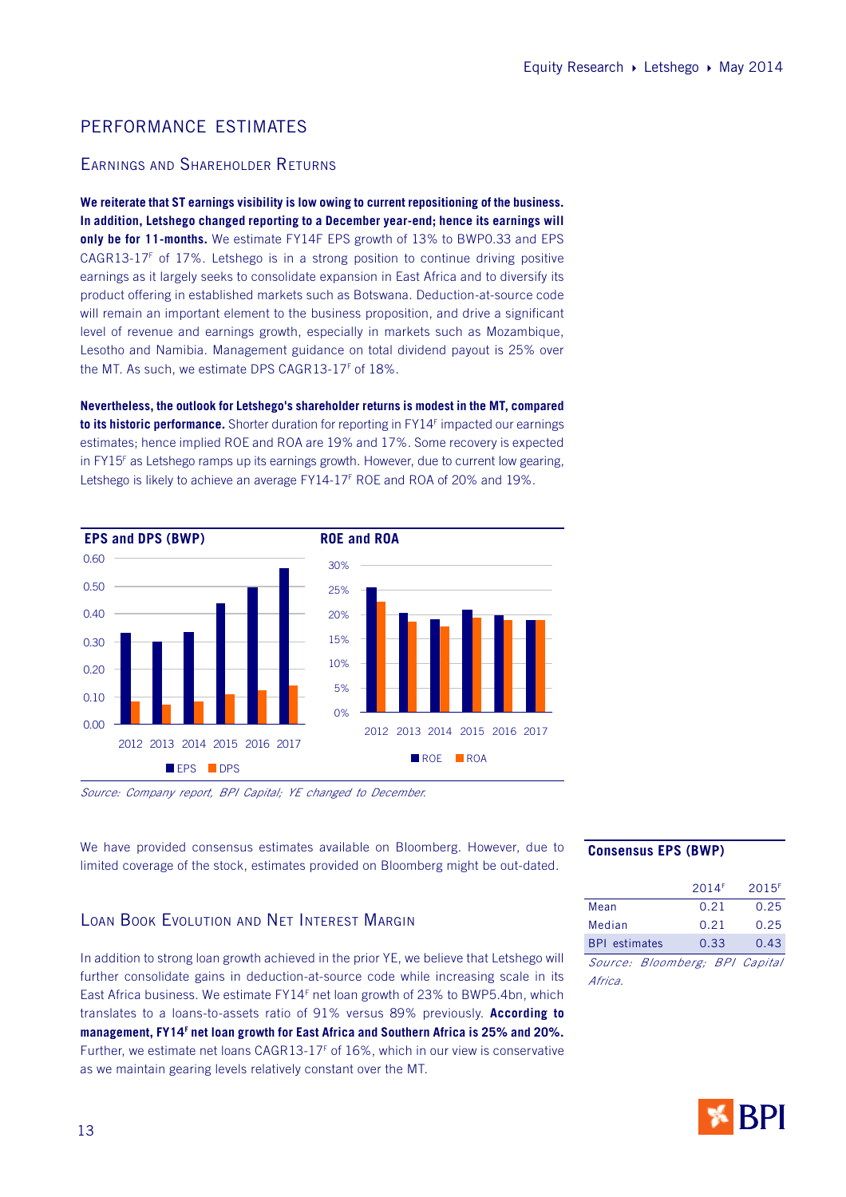## PERFORMANCE ESTIMATES

### EARNINGS AND SHAREHOLDER RETURNS

**We reiterate that ST earnings visibility is low owing to current repositioning of the business. In addition, Letshego changed reporting to a December year-end; hence its earnings will only be for 11-months.** We estimate FY14F EPS growth of 13% to BWP0.33 and EPS CAGR13-17F of 17%. Letshego is in a strong position to continue driving positive earnings as it largely seeks to consolidate expansion in East Africa and to diversify its product offering in established markets such as Botswana. Deduction-at-source code will remain an important element to the business proposition, and drive a significant level of revenue and earnings growth, especially in markets such as Mozambique, Lesotho and Namibia. Management guidance on total dividend payout is 25% over the MT. As such, we estimate DPS CAGR13-17F of 18%.

**Nevertheless, the outlook for Letshego's shareholder returns is modest in the MT, compared to its historic performance.** Shorter duration for reporting in FY14F impacted our earnings estimates; hence implied ROE and ROA are 19% and 17%. Some recovery is expected in FY15F as Letshego ramps up its earnings growth. However, due to current low gearing, Letshego is likely to achieve an average FY14-17F ROE and ROA of 20% and 19%.

**EPS and DPS (BWP)**

**ROE and ROA**

*Source: Company report, BPI Capital; YE changed to December.*

We have provided consensus estimates available on Bloomberg. However, due to limited coverage of the stock, estimates provided on Bloomberg might be out-dated.

**Consensus EPS (BWP)**

| | 2014F | 2015F |
|---|---|---|
| Mean | 0.21 | 0.25 |
| Median | 0.21 | 0.25 |
| BPI estimates | 0.33 | 0.43 |

*Source: Bloomberg; BPI Capital Africa.*

### LOAN BOOK EVOLUTION AND NET INTEREST MARGIN

In addition to strong loan growth achieved in the prior YE, we believe that Letshego will further consolidate gains in deduction-at-source code while increasing scale in its East Africa business. We estimate FY14F net loan growth of 23% to BWP5.4bn, which translates to a loans-to-assets ratio of 91% versus 89% previously. **According to management, FY14F net loan growth for East Africa and Southern Africa is 25% and 20%.** Further, we estimate net loans CAGR13-17F of 16%, which in our view is conservative as we maintain gearing levels relatively constant over the MT.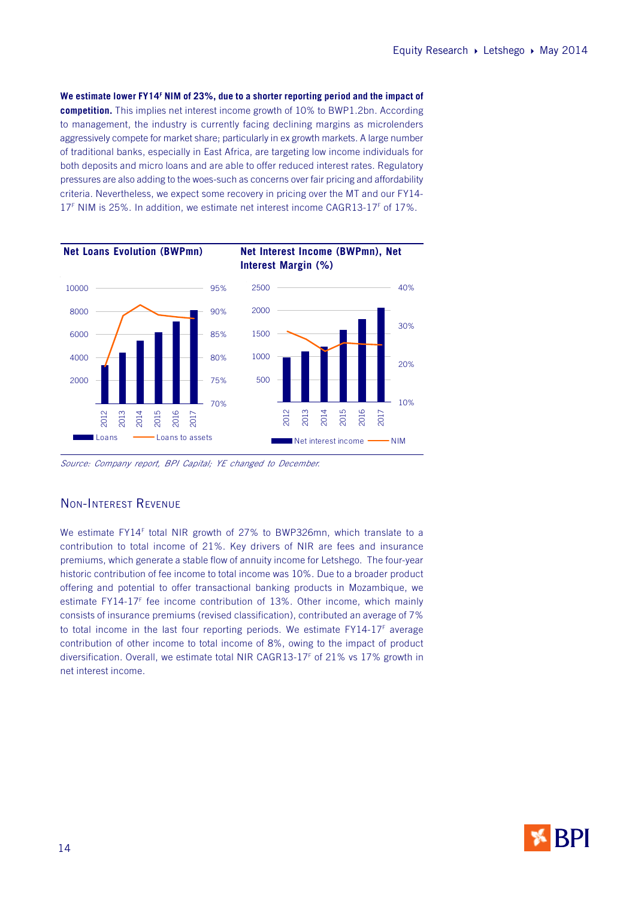**We estimate lower FY14F NIM of 23%, due to a shorter reporting period and the impact of competition.** This implies net interest income growth of 10% to BWP1.2bn. According to management, the industry is currently facing declining margins as microlenders aggressively compete for market share; particularly in ex growth markets. A large number of traditional banks, especially in East Africa, are targeting low income individuals for both deposits and micro loans and are able to offer reduced interest rates. Regulatory pressures are also adding to the woes-such as concerns over fair pricing and affordability criteria. Nevertheless, we expect some recovery in pricing over the MT and our FY14-17F NIM is 25%. In addition, we estimate net interest income CAGR13-17F of 17%.

**Net Loans Evolution (BWPmn)**

**Net Interest Income (BWPmn), Net Interest Margin (%)**

*Source: Company report, BPI Capital; YE changed to December.*

## Non-Interest Revenue

We estimate FY14F total NIR growth of 27% to BWP326mn, which translate to a contribution to total income of 21%. Key drivers of NIR are fees and insurance premiums, which generate a stable flow of annuity income for Letshego. The four-year historic contribution of fee income to total income was 10%. Due to a broader product offering and potential to offer transactional banking products in Mozambique, we estimate FY14-17F fee income contribution of 13%. Other income, which mainly consists of insurance premiums (revised classification), contributed an average of 7% to total income in the last four reporting periods. We estimate FY14-17F average contribution of other income to total income of 8%, owing to the impact of product diversification. Overall, we estimate total NIR CAGR13-17F of 21% vs 17% growth in net interest income.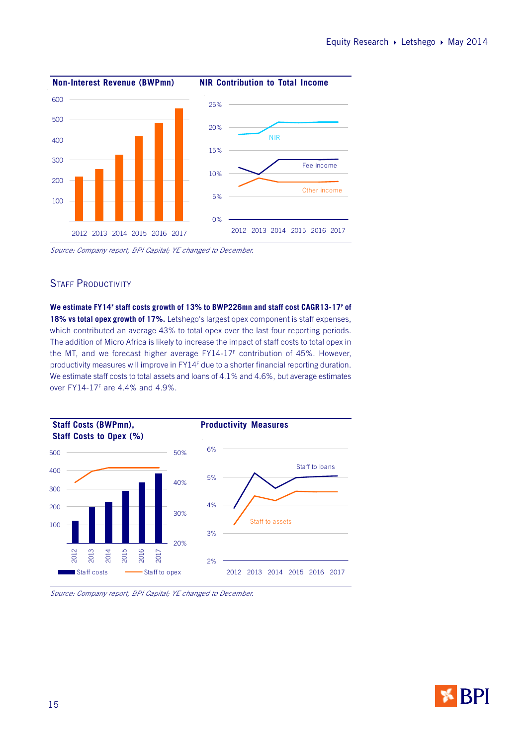**Non-Interest Revenue (BWPmn)**

**NIR Contribution to Total Income**

*Source: Company report, BPI Capital; YE changed to December.*

## Staff Productivity

**We estimate FY14^F staff costs growth of 13% to BWP226mn and staff cost CAGR13-17^F of 18% vs total opex growth of 17%.** Letshego's largest opex component is staff expenses, which contributed an average 43% to total opex over the last four reporting periods. The addition of Micro Africa is likely to increase the impact of staff costs to total opex in the MT, and we forecast higher average FY14-17^F contribution of 45%. However, productivity measures will improve in FY14^F due to a shorter financial reporting duration. We estimate staff costs to total assets and loans of 4.1% and 4.6%, but average estimates over FY14-17^F are 4.4% and 4.9%.

**Staff Costs (BWPmn), Staff Costs to Opex (%)**

**Productivity Measures**

*Source: Company report, BPI Capital; YE changed to December.*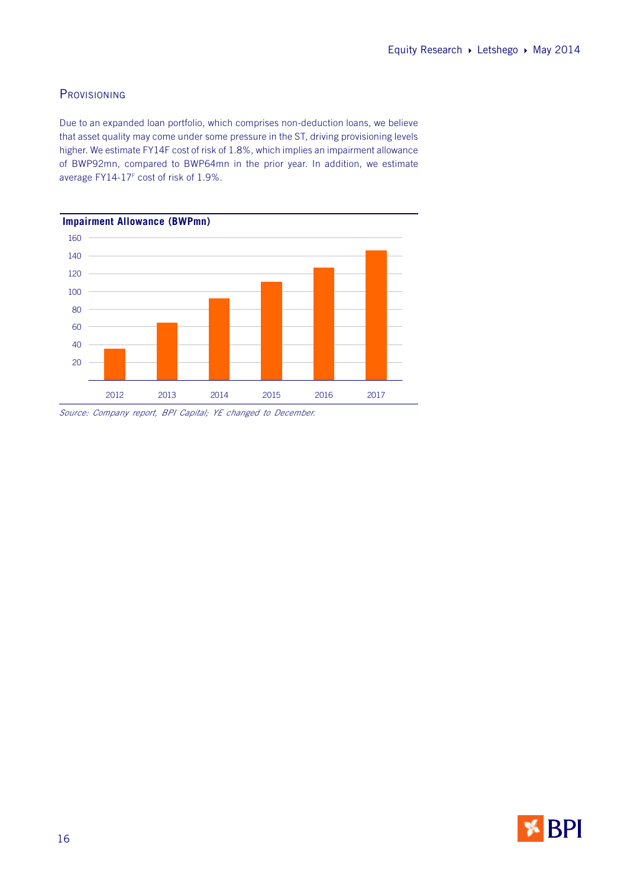## Provisioning

Due to an expanded loan portfolio, which comprises non-deduction loans, we believe that asset quality may come under some pressure in the ST, driving provisioning levels higher. We estimate FY14F cost of risk of 1.8%, which implies an impairment allowance of BWP92mn, compared to BWP64mn in the prior year. In addition, we estimate average FY14-17[F] cost of risk of 1.9%.

**Impairment Allowance (BWPmn)**

*Source: Company report, BPI Capital; YE changed to December.*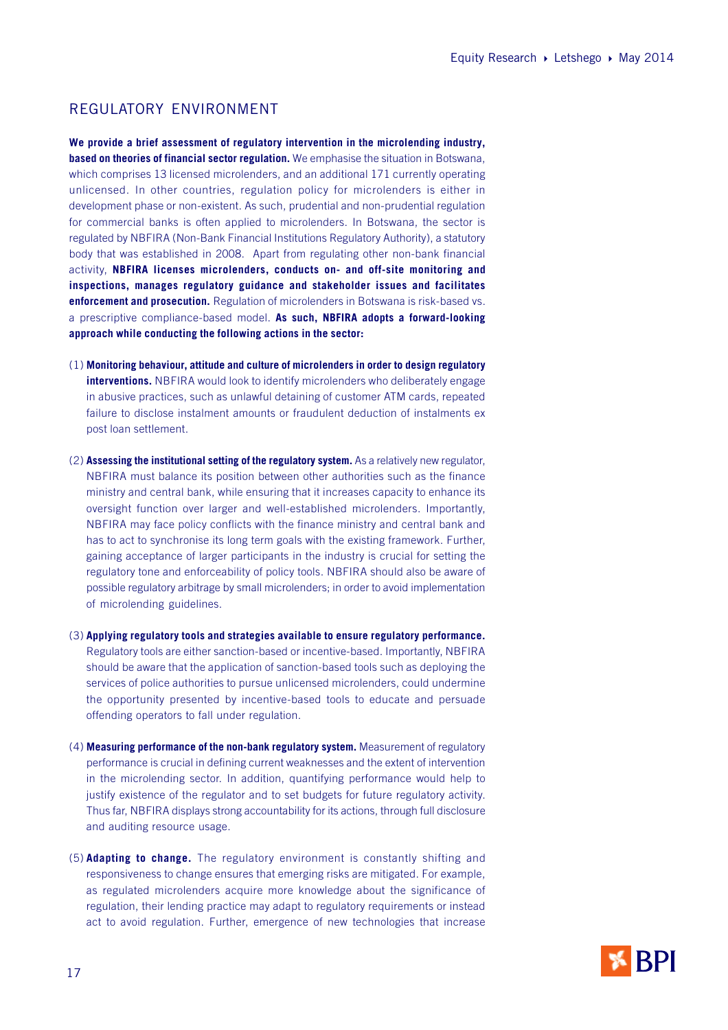## REGULATORY ENVIRONMENT

**We provide a brief assessment of regulatory intervention in the microlending industry, based on theories of financial sector regulation.** We emphasise the situation in Botswana, which comprises 13 licensed microlenders, and an additional 171 currently operating unlicensed. In other countries, regulation policy for microlenders is either in development phase or non-existent. As such, prudential and non-prudential regulation for commercial banks is often applied to microlenders. In Botswana, the sector is regulated by NBFIRA (Non-Bank Financial Institutions Regulatory Authority), a statutory body that was established in 2008. Apart from regulating other non-bank financial activity, **NBFIRA licenses microlenders, conducts on- and off-site monitoring and inspections, manages regulatory guidance and stakeholder issues and facilitates enforcement and prosecution.** Regulation of microlenders in Botswana is risk-based vs. a prescriptive compliance-based model. **As such, NBFIRA adopts a forward-looking approach while conducting the following actions in the sector:**

(1) **Monitoring behaviour, attitude and culture of microlenders in order to design regulatory interventions.** NBFIRA would look to identify microlenders who deliberately engage in abusive practices, such as unlawful detaining of customer ATM cards, repeated failure to disclose instalment amounts or fraudulent deduction of instalments ex post loan settlement.

(2) **Assessing the institutional setting of the regulatory system.** As a relatively new regulator, NBFIRA must balance its position between other authorities such as the finance ministry and central bank, while ensuring that it increases capacity to enhance its oversight function over larger and well-established microlenders. Importantly, NBFIRA may face policy conflicts with the finance ministry and central bank and has to act to synchronise its long term goals with the existing framework. Further, gaining acceptance of larger participants in the industry is crucial for setting the regulatory tone and enforceability of policy tools. NBFIRA should also be aware of possible regulatory arbitrage by small microlenders; in order to avoid implementation of microlending guidelines.

(3) **Applying regulatory tools and strategies available to ensure regulatory performance.** Regulatory tools are either sanction-based or incentive-based. Importantly, NBFIRA should be aware that the application of sanction-based tools such as deploying the services of police authorities to pursue unlicensed microlenders, could undermine the opportunity presented by incentive-based tools to educate and persuade offending operators to fall under regulation.

(4) **Measuring performance of the non-bank regulatory system.** Measurement of regulatory performance is crucial in defining current weaknesses and the extent of intervention in the microlending sector. In addition, quantifying performance would help to justify existence of the regulator and to set budgets for future regulatory activity. Thus far, NBFIRA displays strong accountability for its actions, through full disclosure and auditing resource usage.

(5) **Adapting to change.** The regulatory environment is constantly shifting and responsiveness to change ensures that emerging risks are mitigated. For example, as regulated microlenders acquire more knowledge about the significance of regulation, their lending practice may adapt to regulatory requirements or instead act to avoid regulation. Further, emergence of new technologies that increase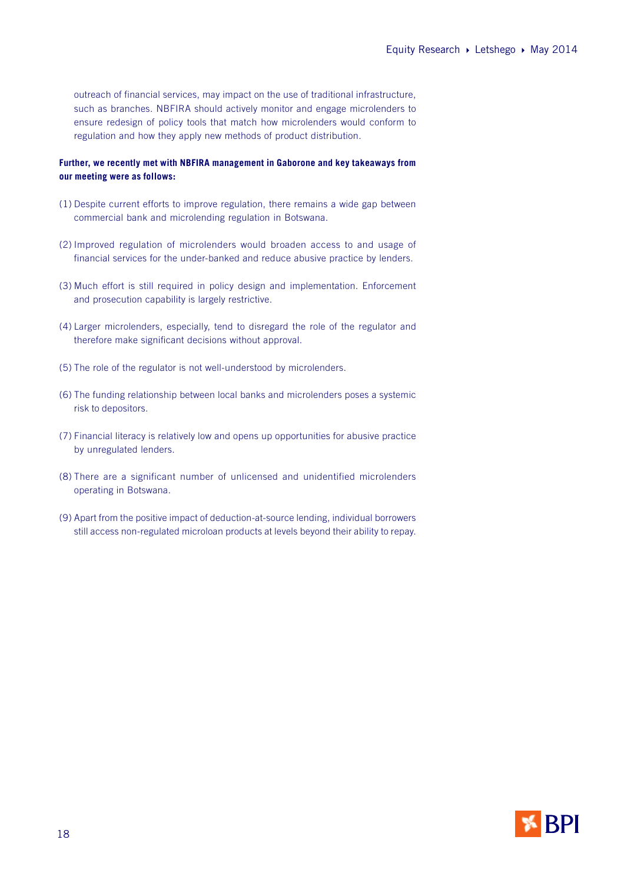outreach of financial services, may impact on the use of traditional infrastructure, such as branches. NBFIRA should actively monitor and engage microlenders to ensure redesign of policy tools that match how microlenders would conform to regulation and how they apply new methods of product distribution.

**Further, we recently met with NBFIRA management in Gaborone and key takeaways from our meeting were as follows:**

(1) Despite current efforts to improve regulation, there remains a wide gap between commercial bank and microlending regulation in Botswana.

(2) Improved regulation of microlenders would broaden access to and usage of financial services for the under-banked and reduce abusive practice by lenders.

(3) Much effort is still required in policy design and implementation. Enforcement and prosecution capability is largely restrictive.

(4) Larger microlenders, especially, tend to disregard the role of the regulator and therefore make significant decisions without approval.

(5) The role of the regulator is not well-understood by microlenders.

(6) The funding relationship between local banks and microlenders poses a systemic risk to depositors.

(7) Financial literacy is relatively low and opens up opportunities for abusive practice by unregulated lenders.

(8) There are a significant number of unlicensed and unidentified microlenders operating in Botswana.

(9) Apart from the positive impact of deduction-at-source lending, individual borrowers still access non-regulated microloan products at levels beyond their ability to repay.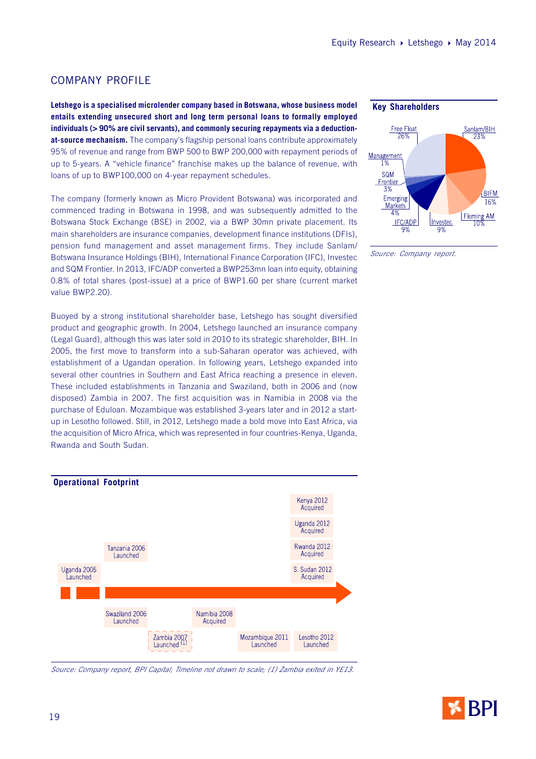## COMPANY PROFILE

**Letshego is a specialised microlender company based in Botswana, whose business model entails extending unsecured short and long term personal loans to formally employed individuals (> 90% are civil servants), and commonly securing repayments via a deduction-at-source mechanism.** The company's flagship personal loans contribute approximately 95% of revenue and range from BWP 500 to BWP 200,000 with repayment periods of up to 5-years. A "vehicle finance" franchise makes up the balance of revenue, with loans of up to BWP100,000 on 4-year repayment schedules.

The company (formerly known as Micro Provident Botswana) was incorporated and commenced trading in Botswana in 1998, and was subsequently admitted to the Botswana Stock Exchange (BSE) in 2002, via a BWP 30mn private placement. Its main shareholders are insurance companies, development finance institutions (DFIs), pension fund management and asset management firms. They include Sanlam/Botswana Insurance Holdings (BIH), International Finance Corporation (IFC), Investec and SQM Frontier. In 2013, IFC/ADP converted a BWP253mn loan into equity, obtaining 0.8% of total shares (post-issue) at a price of BWP1.60 per share (current market value BWP2.20).

Buoyed by a strong institutional shareholder base, Letshego has sought diversified product and geographic growth. In 2004, Letshego launched an insurance company (Legal Guard), although this was later sold in 2010 to its strategic shareholder, BIH. In 2005, the first move to transform into a sub-Saharan operator was achieved, with establishment of a Ugandan operation. In following years, Letshego expanded into several other countries in Southern and East Africa reaching a presence in eleven. These included establishments in Tanzania and Swaziland, both in 2006 and (now disposed) Zambia in 2007. The first acquisition was in Namibia in 2008 via the purchase of Eduloan. Mozambique was established 3-years later and in 2012 a start-up in Lesotho followed. Still, in 2012, Letshego made a bold move into East Africa, via the acquisition of Micro Africa, which was represented in four countries-Kenya, Uganda, Rwanda and South Sudan.

**Key Shareholders**

| Shareholder | % |
|---|---|
| Sanlam/BIH | 23% |
| BIFM | 16% |
| Fleming AM | 10% |
| Investec | 9% |
| IFC/ADP | 9% |
| Emerging Markets | 4% |
| SQM Frontier | 3% |
| Management | 1% |
| Free Float | 26% |

*Source: Company report.*

**Operational Footprint**

- Uganda 2005 Launched
- Tanzania 2006 Launched
- Swaziland 2006 Launched
- Zambia 2007 Launched (1)
- Namibia 2008 Acquired
- Mozambique 2011 Launched
- Lesotho 2012 Launched
- Kenya 2012 Acquired
- Uganda 2012 Acquired
- Rwanda 2012 Acquired
- S. Sudan 2012 Acquired

*Source: Company report, BPI Capital; Timeline not drawn to scale; (1) Zambia exited in YE13.*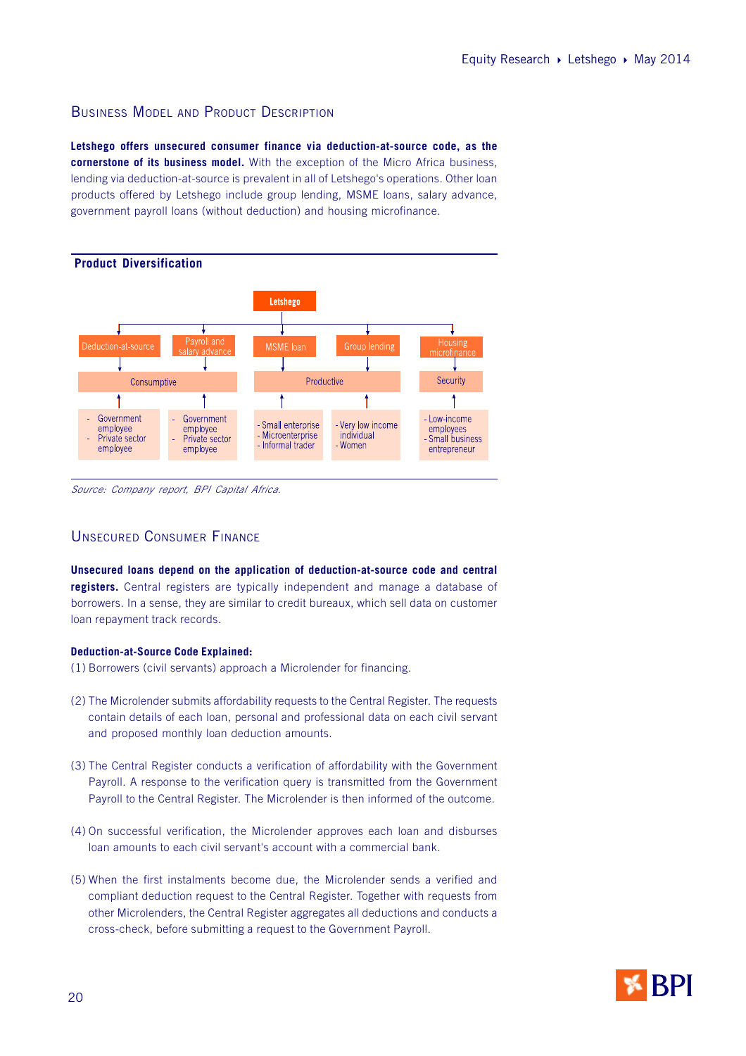## Business Model and Product Description

**Letshego offers unsecured consumer finance via deduction-at-source code, as the cornerstone of its business model.** With the exception of the Micro Africa business, lending via deduction-at-source is prevalent in all of Letshego's operations. Other loan products offered by Letshego include group lending, MSME loans, salary advance, government payroll loans (without deduction) and housing microfinance.

**Product Diversification**

Letshego

| Deduction-at-source | Payroll and salary advance | MSME loan | Group lending | Housing microfinance |
|---|---|---|---|---|
| Consumptive | Consumptive | Productive | Productive | Security |
| - Government employee<br>- Private sector employee | - Government employee<br>- Private sector employee | - Small enterprise<br>- Microenterprise<br>- Informal trader | - Very low income individual<br>- Women | - Low-income employees<br>- Small business entrepreneur |

*Source: Company report, BPI Capital Africa.*

## Unsecured Consumer Finance

**Unsecured loans depend on the application of deduction-at-source code and central registers.** Central registers are typically independent and manage a database of borrowers. In a sense, they are similar to credit bureaux, which sell data on customer loan repayment track records.

**Deduction-at-Source Code Explained:**

(1) Borrowers (civil servants) approach a Microlender for financing.

(2) The Microlender submits affordability requests to the Central Register. The requests contain details of each loan, personal and professional data on each civil servant and proposed monthly loan deduction amounts.

(3) The Central Register conducts a verification of affordability with the Government Payroll. A response to the verification query is transmitted from the Government Payroll to the Central Register. The Microlender is then informed of the outcome.

(4) On successful verification, the Microlender approves each loan and disburses loan amounts to each civil servant's account with a commercial bank.

(5) When the first instalments become due, the Microlender sends a verified and compliant deduction request to the Central Register. Together with requests from other Microlenders, the Central Register aggregates all deductions and conducts a cross-check, before submitting a request to the Government Payroll.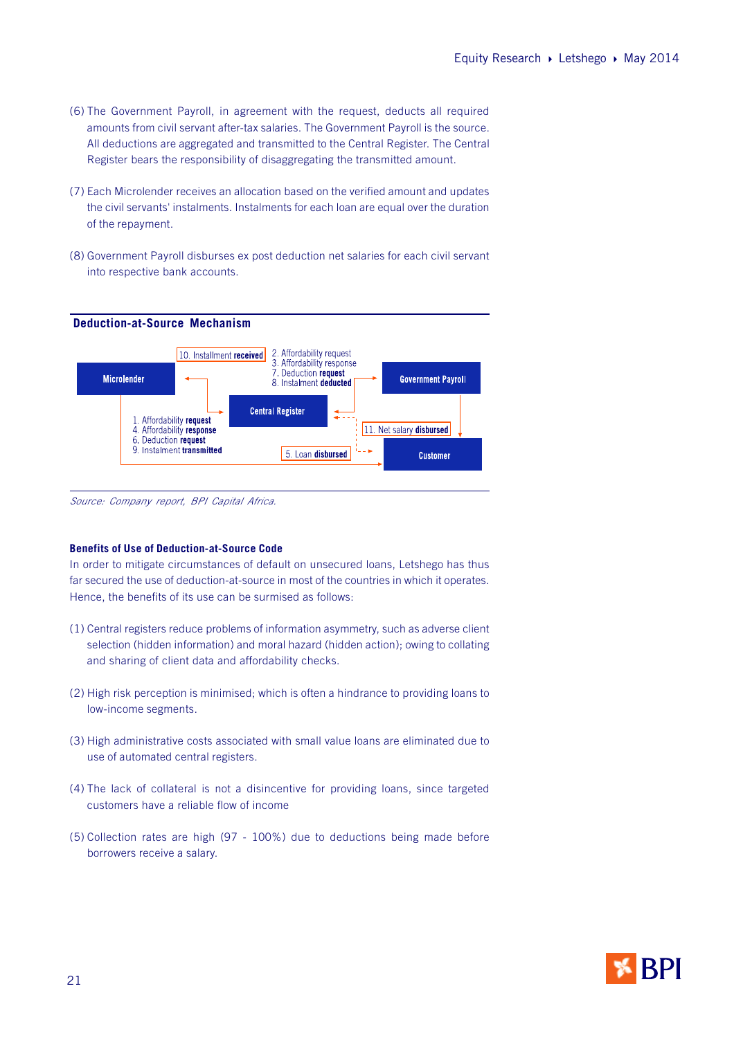(6) The Government Payroll, in agreement with the request, deducts all required amounts from civil servant after-tax salaries. The Government Payroll is the source. All deductions are aggregated and transmitted to the Central Register. The Central Register bears the responsibility of disaggregating the transmitted amount.

(7) Each Microlender receives an allocation based on the verified amount and updates the civil servants' instalments. Instalments for each loan are equal over the duration of the repayment.

(8) Government Payroll disburses ex post deduction net salaries for each civil servant into respective bank accounts.

**Deduction-at-Source Mechanism**

Microlender

10. Installment **received**

2. Affordability request
3. Affordability response
7. Deduction **request**
8. Instalment **deducted**

Government Payroll

Central Register

1. Affordability **request**
4. Affordability **response**
6. Deduction **request**
9. Instalment **transmitted**

11. Net salary **disbursed**

5. Loan **disbursed**

Customer

*Source: Company report, BPI Capital Africa.*

**Benefits of Use of Deduction-at-Source Code**

In order to mitigate circumstances of default on unsecured loans, Letshego has thus far secured the use of deduction-at-source in most of the countries in which it operates. Hence, the benefits of its use can be surmised as follows:

(1) Central registers reduce problems of information asymmetry, such as adverse client selection (hidden information) and moral hazard (hidden action); owing to collating and sharing of client data and affordability checks.

(2) High risk perception is minimised; which is often a hindrance to providing loans to low-income segments.

(3) High administrative costs associated with small value loans are eliminated due to use of automated central registers.

(4) The lack of collateral is not a disincentive for providing loans, since targeted customers have a reliable flow of income

(5) Collection rates are high (97 - 100%) due to deductions being made before borrowers receive a salary.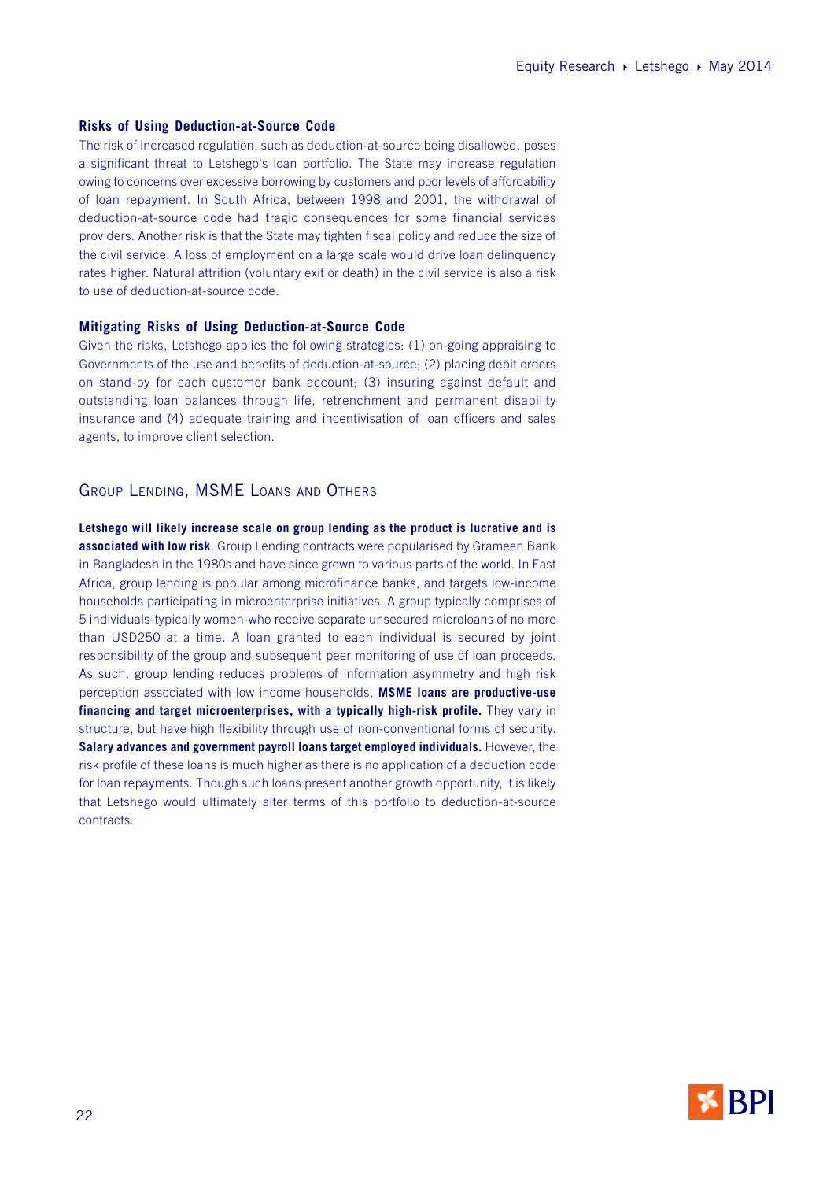### Risks of Using Deduction-at-Source Code

The risk of increased regulation, such as deduction-at-source being disallowed, poses a significant threat to Letshego's loan portfolio. The State may increase regulation owing to concerns over excessive borrowing by customers and poor levels of affordability of loan repayment. In South Africa, between 1998 and 2001, the withdrawal of deduction-at-source code had tragic consequences for some financial services providers. Another risk is that the State may tighten fiscal policy and reduce the size of the civil service. A loss of employment on a large scale would drive loan delinquency rates higher. Natural attrition (voluntary exit or death) in the civil service is also a risk to use of deduction-at-source code.

### Mitigating Risks of Using Deduction-at-Source Code

Given the risks, Letshego applies the following strategies: (1) on-going appraising to Governments of the use and benefits of deduction-at-source; (2) placing debit orders on stand-by for each customer bank account; (3) insuring against default and outstanding loan balances through life, retrenchment and permanent disability insurance and (4) adequate training and incentivisation of loan officers and sales agents, to improve client selection.

## Group Lending, MSME Loans and Others

**Letshego will likely increase scale on group lending as the product is lucrative and is associated with low risk**. Group Lending contracts were popularised by Grameen Bank in Bangladesh in the 1980s and have since grown to various parts of the world. In East Africa, group lending is popular among microfinance banks, and targets low-income households participating in microenterprise initiatives. A group typically comprises of 5 individuals-typically women-who receive separate unsecured microloans of no more than USD250 at a time. A loan granted to each individual is secured by joint responsibility of the group and subsequent peer monitoring of use of loan proceeds. As such, group lending reduces problems of information asymmetry and high risk perception associated with low income households. **MSME loans are productive-use financing and target microenterprises, with a typically high-risk profile.** They vary in structure, but have high flexibility through use of non-conventional forms of security. **Salary advances and government payroll loans target employed individuals.** However, the risk profile of these loans is much higher as there is no application of a deduction code for loan repayments. Though such loans present another growth opportunity, it is likely that Letshego would ultimately alter terms of this portfolio to deduction-at-source contracts.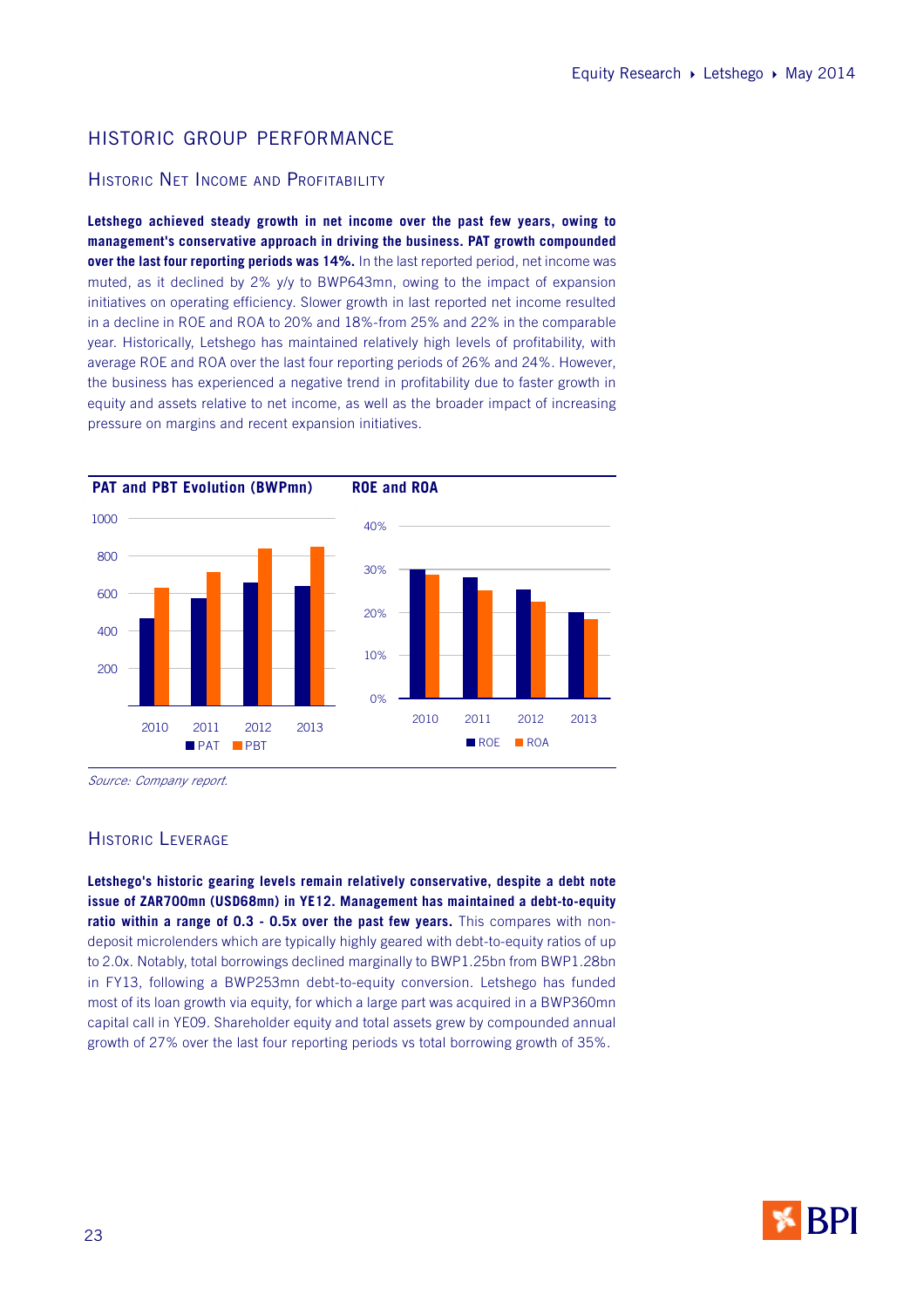# HISTORIC GROUP PERFORMANCE

## Historic Net Income and Profitability

**Letshego achieved steady growth in net income over the past few years, owing to management's conservative approach in driving the business. PAT growth compounded over the last four reporting periods was 14%.** In the last reported period, net income was muted, as it declined by 2% y/y to BWP643mn, owing to the impact of expansion initiatives on operating efficiency. Slower growth in last reported net income resulted in a decline in ROE and ROA to 20% and 18%-from 25% and 22% in the comparable year. Historically, Letshego has maintained relatively high levels of profitability, with average ROE and ROA over the last four reporting periods of 26% and 24%. However, the business has experienced a negative trend in profitability due to faster growth in equity and assets relative to net income, as well as the broader impact of increasing pressure on margins and recent expansion initiatives.

**PAT and PBT Evolution (BWPmn)**

**ROE and ROA**

*Source: Company report.*

## Historic Leverage

**Letshego's historic gearing levels remain relatively conservative, despite a debt note issue of ZAR700mn (USD68mn) in YE12. Management has maintained a debt-to-equity ratio within a range of 0.3 - 0.5x over the past few years.** This compares with non-deposit microlenders which are typically highly geared with debt-to-equity ratios of up to 2.0x. Notably, total borrowings declined marginally to BWP1.25bn from BWP1.28bn in FY13, following a BWP253mn debt-to-equity conversion. Letshego has funded most of its loan growth via equity, for which a large part was acquired in a BWP360mn capital call in YE09. Shareholder equity and total assets grew by compounded annual growth of 27% over the last four reporting periods vs total borrowing growth of 35%.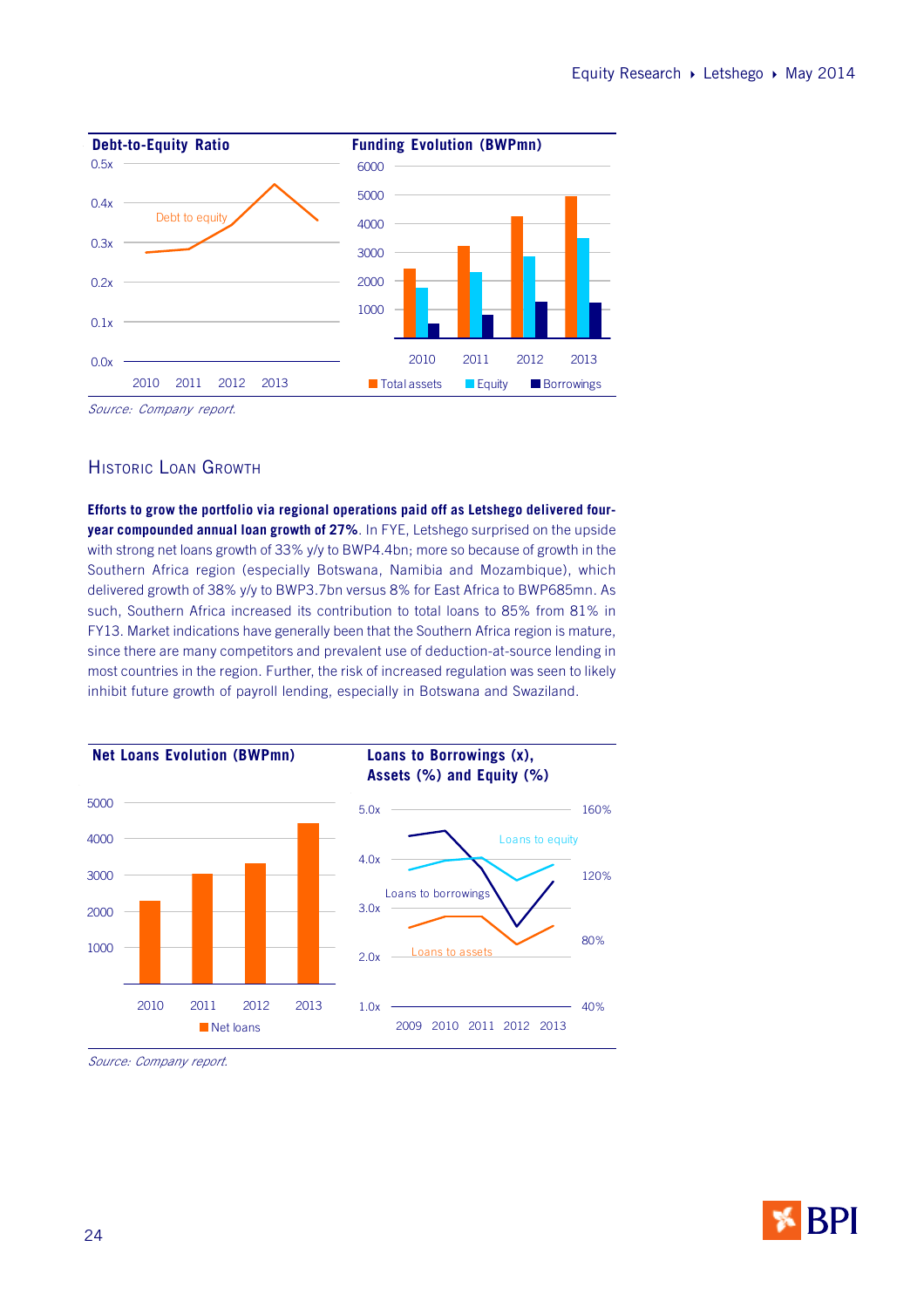**Debt-to-Equity Ratio**

**Funding Evolution (BWPmn)**

*Source: Company report.*

## Historic Loan Growth

**Efforts to grow the portfolio via regional operations paid off as Letshego delivered four-year compounded annual loan growth of 27%.** In FYE, Letshego surprised on the upside with strong net loans growth of 33% y/y to BWP4.4bn; more so because of growth in the Southern Africa region (especially Botswana, Namibia and Mozambique), which delivered growth of 38% y/y to BWP3.7bn versus 8% for East Africa to BWP685mn. As such, Southern Africa increased its contribution to total loans to 85% from 81% in FY13. Market indications have generally been that the Southern Africa region is mature, since there are many competitors and prevalent use of deduction-at-source lending in most countries in the region. Further, the risk of increased regulation was seen to likely inhibit future growth of payroll lending, especially in Botswana and Swaziland.

**Net Loans Evolution (BWPmn)**

**Loans to Borrowings (x), Assets (%) and Equity (%)**

*Source: Company report.*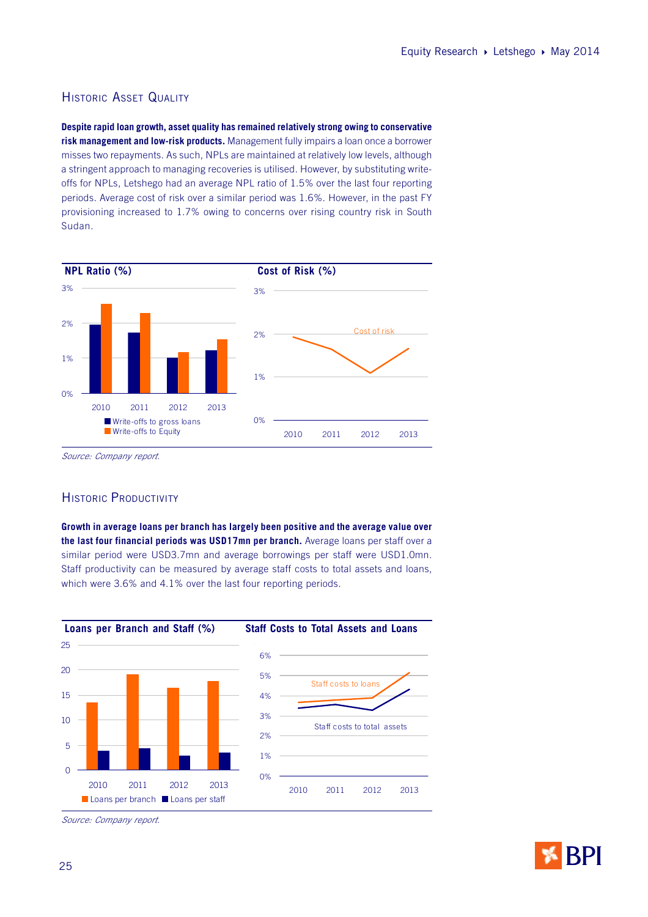## Historic Asset Quality

**Despite rapid loan growth, asset quality has remained relatively strong owing to conservative risk management and low-risk products.** Management fully impairs a loan once a borrower misses two repayments. As such, NPLs are maintained at relatively low levels, although a stringent approach to managing recoveries is utilised. However, by substituting write-offs for NPLs, Letshego had an average NPL ratio of 1.5% over the last four reporting periods. Average cost of risk over a similar period was 1.6%. However, in the past FY provisioning increased to 1.7% owing to concerns over rising country risk in South Sudan.

**NPL Ratio (%)**

3%
2%
1%
0%
2010 2011 2012 2013

Write-offs to gross loans
Write-offs to Equity

**Cost of Risk (%)**

3%
2%
1%
0%
Cost of risk
2010 2011 2012 2013

*Source: Company report.*

## Historic Productivity

**Growth in average loans per branch has largely been positive and the average value over the last four financial periods was USD17mn per branch.** Average loans per staff over a similar period were USD3.7mn and average borrowings per staff were USD1.0mn. Staff productivity can be measured by average staff costs to total assets and loans, which were 3.6% and 4.1% over the last four reporting periods.

**Loans per Branch and Staff (%)**

25
20
15
10
5
0
2010 2011 2012 2013

Loans per branch
Loans per staff

**Staff Costs to Total Assets and Loans**

6%
5%
4%
3%
2%
1%
0%
Staff costs to loans
Staff costs to total assets
2010 2011 2012 2013

*Source: Company report.*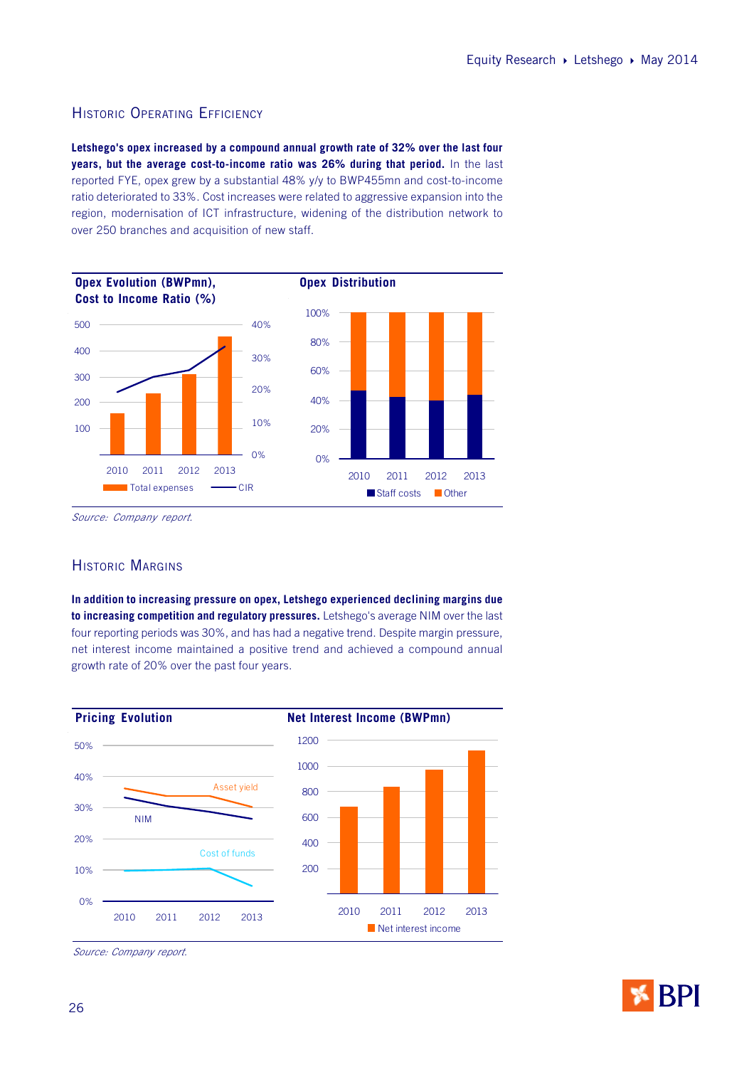## Historic Operating Efficiency

**Letshego's opex increased by a compound annual growth rate of 32% over the last four years, but the average cost-to-income ratio was 26% during that period.** In the last reported FYE, opex grew by a substantial 48% y/y to BWP455mn and cost-to-income ratio deteriorated to 33%. Cost increases were related to aggressive expansion into the region, modernisation of ICT infrastructure, widening of the distribution network to over 250 branches and acquisition of new staff.

**Opex Evolution (BWPmn), Cost to Income Ratio (%)**

**Opex Distribution**

*Source: Company report.*

## Historic Margins

**In addition to increasing pressure on opex, Letshego experienced declining margins due to increasing competition and regulatory pressures.** Letshego's average NIM over the last four reporting periods was 30%, and has had a negative trend. Despite margin pressure, net interest income maintained a positive trend and achieved a compound annual growth rate of 20% over the past four years.

**Pricing Evolution**

**Net Interest Income (BWPmn)**

*Source: Company report.*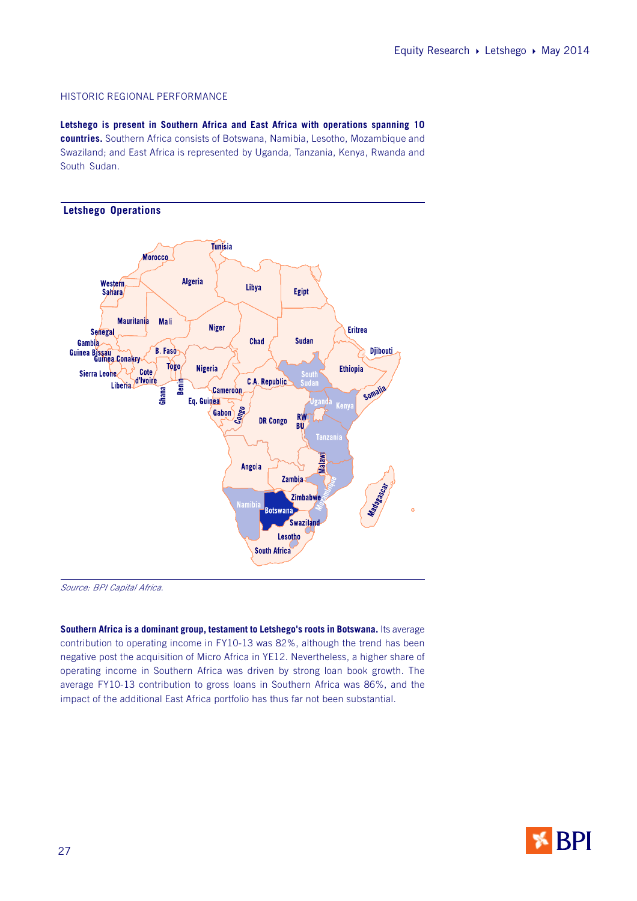HISTORIC REGIONAL PERFORMANCE

**Letshego is present in Southern Africa and East Africa with operations spanning 10 countries.** Southern Africa consists of Botswana, Namibia, Lesotho, Mozambique and Swaziland; and East Africa is represented by Uganda, Tanzania, Kenya, Rwanda and South Sudan.

**Letshego Operations**

*Source: BPI Capital Africa.*

**Southern Africa is a dominant group, testament to Letshego's roots in Botswana.** Its average contribution to operating income in FY10-13 was 82%, although the trend has been negative post the acquisition of Micro Africa in YE12. Nevertheless, a higher share of operating income in Southern Africa was driven by strong loan book growth. The average FY10-13 contribution to gross loans in Southern Africa was 86%, and the impact of the additional East Africa portfolio has thus far not been substantial.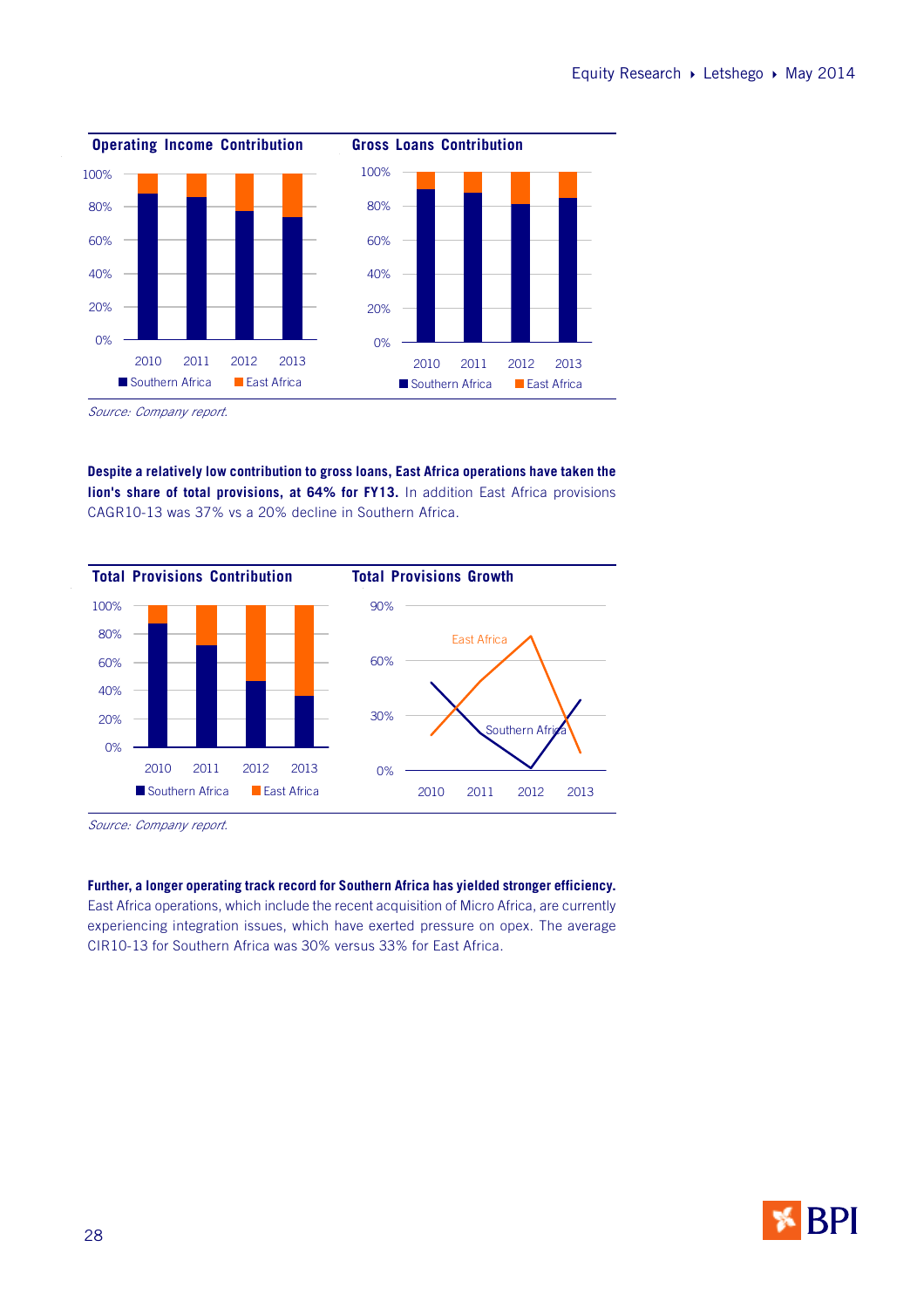**Operating Income Contribution**

**Gross Loans Contribution**

*Source: Company report.*

**Despite a relatively low contribution to gross loans, East Africa operations have taken the lion's share of total provisions, at 64% for FY13.** In addition East Africa provisions CAGR10-13 was 37% vs a 20% decline in Southern Africa.

**Total Provisions Contribution**

**Total Provisions Growth**

*Source: Company report.*

**Further, a longer operating track record for Southern Africa has yielded stronger efficiency.** East Africa operations, which include the recent acquisition of Micro Africa, are currently experiencing integration issues, which have exerted pressure on opex. The average CIR10-13 for Southern Africa was 30% versus 33% for East Africa.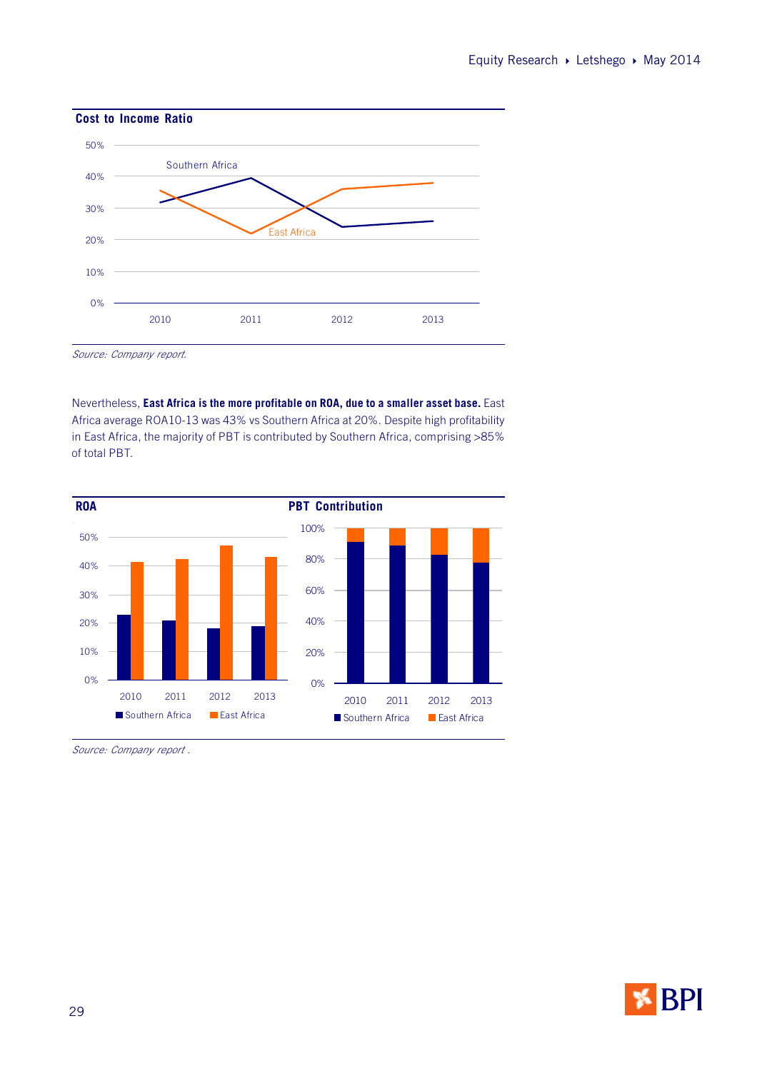**Cost to Income Ratio**

Source: Company report.

Nevertheless, **East Africa is the more profitable on ROA, due to a smaller asset base.** East Africa average ROA10-13 was 43% vs Southern Africa at 20%. Despite high profitability in East Africa, the majority of PBT is contributed by Southern Africa, comprising >85% of total PBT.

**ROA**

**PBT Contribution**

Source: Company report .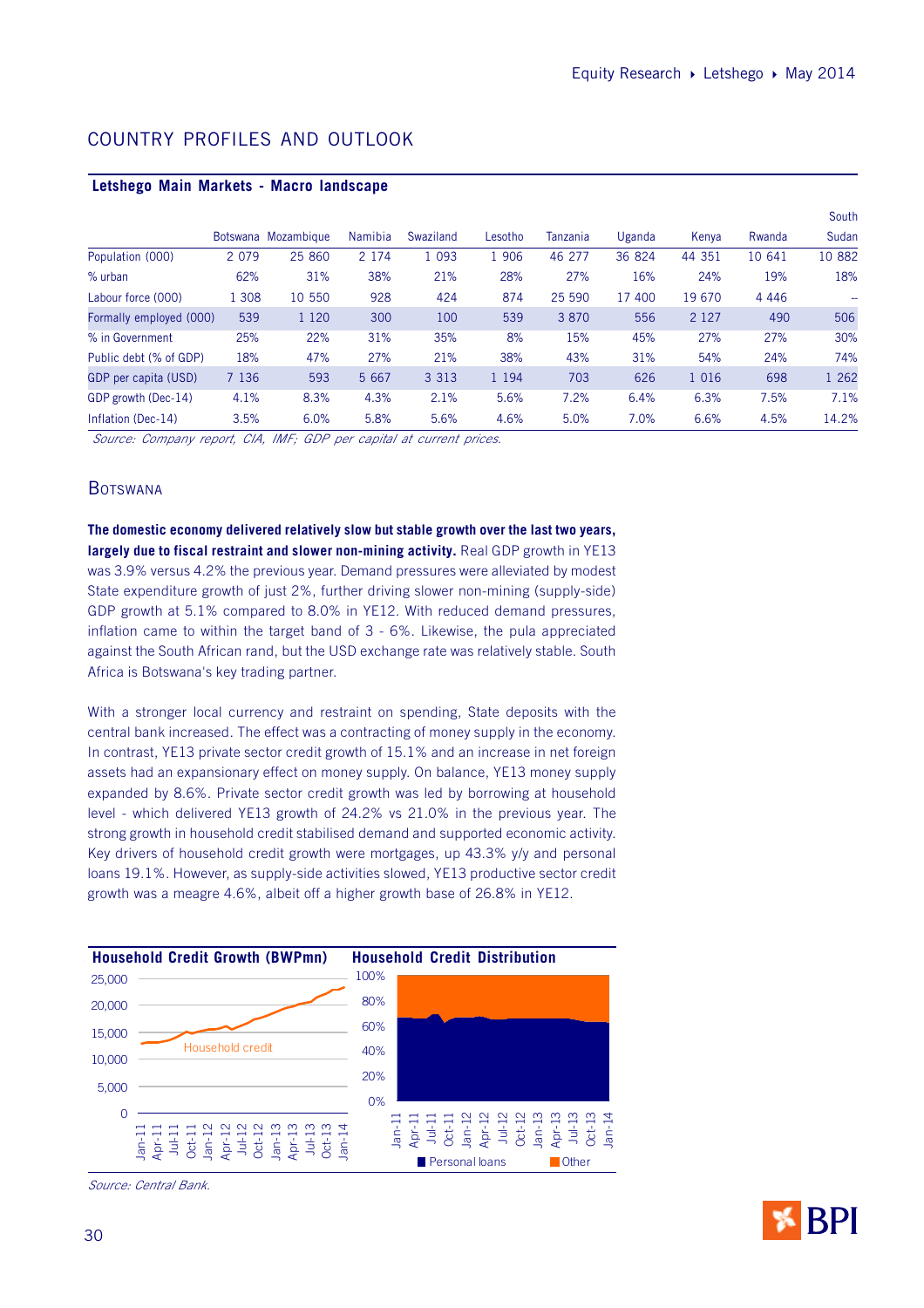## COUNTRY PROFILES AND OUTLOOK

**Letshego Main Markets - Macro landscape**

| | Botswana | Mozambique | Namibia | Swaziland | Lesotho | Tanzania | Uganda | Kenya | Rwanda | South Sudan |
|---|---|---|---|---|---|---|---|---|---|---|
| Population (000) | 2 079 | 25 860 | 2 174 | 1 093 | 1 906 | 46 277 | 36 824 | 44 351 | 10 641 | 10 882 |
| % urban | 62% | 31% | 38% | 21% | 28% | 27% | 16% | 24% | 19% | 18% |
| Labour force (000) | 1 308 | 10 550 | 928 | 424 | 874 | 25 590 | 17 400 | 19 670 | 4 446 | -- |
| Formally employed (000) | 539 | 1 120 | 300 | 100 | 539 | 3 870 | 556 | 2 127 | 490 | 506 |
| % in Government | 25% | 22% | 31% | 35% | 8% | 15% | 45% | 27% | 27% | 30% |
| Public debt (% of GDP) | 18% | 47% | 27% | 21% | 38% | 43% | 31% | 54% | 24% | 74% |
| GDP per capita (USD) | 7 136 | 593 | 5 667 | 3 313 | 1 194 | 703 | 626 | 1 016 | 698 | 1 262 |
| GDP growth (Dec-14) | 4.1% | 8.3% | 4.3% | 2.1% | 5.6% | 7.2% | 6.4% | 6.3% | 7.5% | 7.1% |
| Inflation (Dec-14) | 3.5% | 6.0% | 5.8% | 5.6% | 4.6% | 5.0% | 7.0% | 6.6% | 4.5% | 14.2% |

*Source: Company report, CIA, IMF; GDP per capital at current prices.*

### BOTSWANA

**The domestic economy delivered relatively slow but stable growth over the last two years, largely due to fiscal restraint and slower non-mining activity.** Real GDP growth in YE13 was 3.9% versus 4.2% the previous year. Demand pressures were alleviated by modest State expenditure growth of just 2%, further driving slower non-mining (supply-side) GDP growth at 5.1% compared to 8.0% in YE12. With reduced demand pressures, inflation came to within the target band of 3 - 6%. Likewise, the pula appreciated against the South African rand, but the USD exchange rate was relatively stable. South Africa is Botswana's key trading partner.

With a stronger local currency and restraint on spending, State deposits with the central bank increased. The effect was a contracting of money supply in the economy. In contrast, YE13 private sector credit growth of 15.1% and an increase in net foreign assets had an expansionary effect on money supply. On balance, YE13 money supply expanded by 8.6%. Private sector credit growth was led by borrowing at household level - which delivered YE13 growth of 24.2% vs 21.0% in the previous year. The strong growth in household credit stabilised demand and supported economic activity. Key drivers of household credit growth were mortgages, up 43.3% y/y and personal loans 19.1%. However, as supply-side activities slowed, YE13 productive sector credit growth was a meagre 4.6%, albeit off a higher growth base of 26.8% in YE12.

**Household Credit Growth (BWPmn)**

**Household Credit Distribution**

*Source: Central Bank.*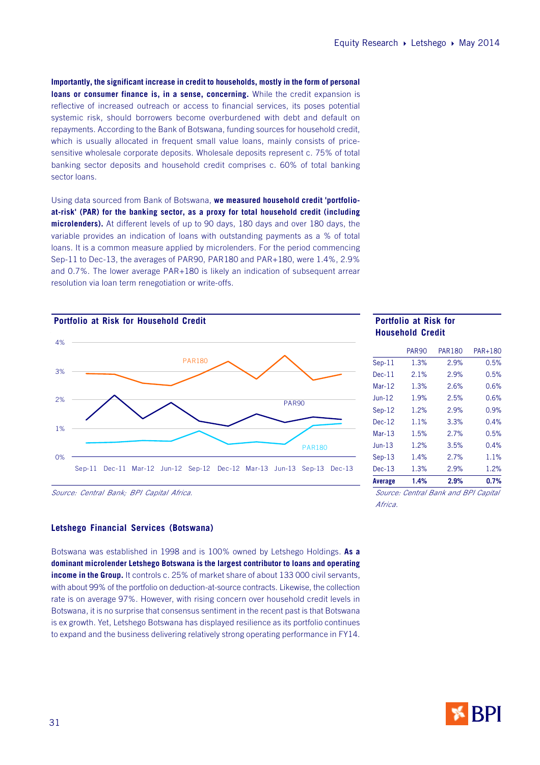**Importantly, the significant increase in credit to households, mostly in the form of personal loans or consumer finance is, in a sense, concerning.** While the credit expansion is reflective of increased outreach or access to financial services, its poses potential systemic risk, should borrowers become overburdened with debt and default on repayments. According to the Bank of Botswana, funding sources for household credit, which is usually allocated in frequent small value loans, mainly consists of price-sensitive wholesale corporate deposits. Wholesale deposits represent c. 75% of total banking sector deposits and household credit comprises c. 60% of total banking sector loans.

Using data sourced from Bank of Botswana, **we measured household credit 'portfolio-at-risk' (PAR) for the banking sector, as a proxy for total household credit (including microlenders).** At different levels of up to 90 days, 180 days and over 180 days, the variable provides an indication of loans with outstanding payments as a % of total loans. It is a common measure applied by microlenders. For the period commencing Sep-11 to Dec-13, the averages of PAR90, PAR180 and PAR+180, were 1.4%, 2.9% and 0.7%. The lower average PAR+180 is likely an indication of subsequent arrear resolution via loan term renegotiation or write-offs.

**Portfolio at Risk for Household Credit**

*Source: Central Bank; BPI Capital Africa.*

**Portfolio at Risk for Household Credit**

| | PAR90 | PAR180 | PAR+180 |
|---|---|---|---|
| Sep-11 | 1.3% | 2.9% | 0.5% |
| Dec-11 | 2.1% | 2.9% | 0.5% |
| Mar-12 | 1.3% | 2.6% | 0.6% |
| Jun-12 | 1.9% | 2.5% | 0.6% |
| Sep-12 | 1.2% | 2.9% | 0.9% |
| Dec-12 | 1.1% | 3.3% | 0.4% |
| Mar-13 | 1.5% | 2.7% | 0.5% |
| Jun-13 | 1.2% | 3.5% | 0.4% |
| Sep-13 | 1.4% | 2.7% | 1.1% |
| Dec-13 | 1.3% | 2.9% | 1.2% |
| **Average** | **1.4%** | **2.9%** | **0.7%** |

*Source: Central Bank and BPI Capital Africa.*

### Letshego Financial Services (Botswana)

Botswana was established in 1998 and is 100% owned by Letshego Holdings. **As a dominant microlender Letshego Botswana is the largest contributor to loans and operating income in the Group.** It controls c. 25% of market share of about 133 000 civil servants, with about 99% of the portfolio on deduction-at-source contracts. Likewise, the collection rate is on average 97%. However, with rising concern over household credit levels in Botswana, it is no surprise that consensus sentiment in the recent past is that Botswana is ex growth. Yet, Letshego Botswana has displayed resilience as its portfolio continues to expand and the business delivering relatively strong operating performance in FY14.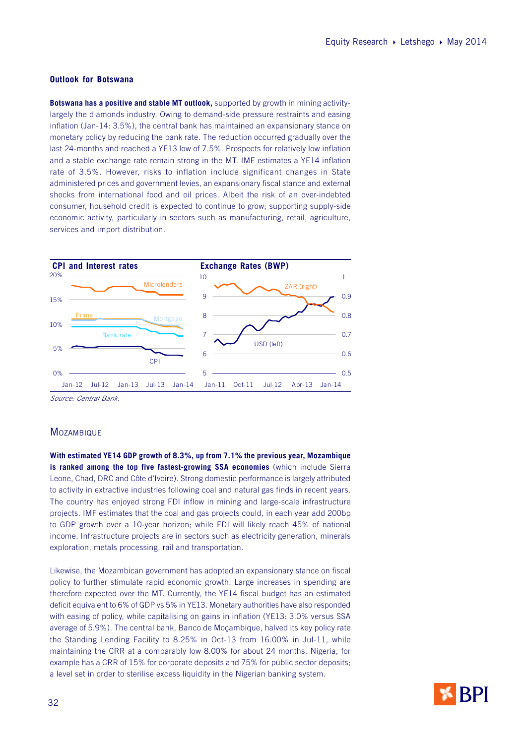**Outlook for Botswana**

**Botswana has a positive and stable MT outlook,** supported by growth in mining activity-largely the diamonds industry. Owing to demand-side pressure restraints and easing inflation (Jan-14: 3.5%), the central bank has maintained an expansionary stance on monetary policy by reducing the bank rate. The reduction occurred gradually over the last 24-months and reached a YE13 low of 7.5%. Prospects for relatively low inflation and a stable exchange rate remain strong in the MT. IMF estimates a YE14 inflation rate of 3.5%. However, risks to inflation include significant changes in State administered prices and government levies, an expansionary fiscal stance and external shocks from international food and oil prices. Albeit the risk of an over-indebted consumer, household credit is expected to continue to grow; supporting supply-side economic activity, particularly in sectors such as manufacturing, retail, agriculture, services and import distribution.

**CPI and Interest rates**

**Exchange Rates (BWP)**

*Source: Central Bank.*

## Mozambique

**With estimated YE14 GDP growth of 8.3%, up from 7.1% the previous year, Mozambique is ranked among the top five fastest-growing SSA economies** (which include Sierra Leone, Chad, DRC and Côte d'Ivoire). Strong domestic performance is largely attributed to activity in extractive industries following coal and natural gas finds in recent years. The country has enjoyed strong FDI inflow in mining and large-scale infrastructure projects. IMF estimates that the coal and gas projects could, in each year add 200bp to GDP growth over a 10-year horizon; while FDI will likely reach 45% of national income. Infrastructure projects are in sectors such as electricity generation, minerals exploration, metals processing, rail and transportation.

Likewise, the Mozambican government has adopted an expansionary stance on fiscal policy to further stimulate rapid economic growth. Large increases in spending are therefore expected over the MT. Currently, the YE14 fiscal budget has an estimated deficit equivalent to 6% of GDP vs 5% in YE13. Monetary authorities have also responded with easing of policy, while capitalising on gains in inflation (YE13: 3.0% versus SSA average of 5.9%). The central bank, Banco de Moçambique, halved its key policy rate the Standing Lending Facility to 8.25% in Oct-13 from 16.00% in Jul-11, while maintaining the CRR at a comparably low 8.00% for about 24 months. Nigeria, for example has a CRR of 15% for corporate deposits and 75% for public sector deposits; a level set in order to sterilise excess liquidity in the Nigerian banking system.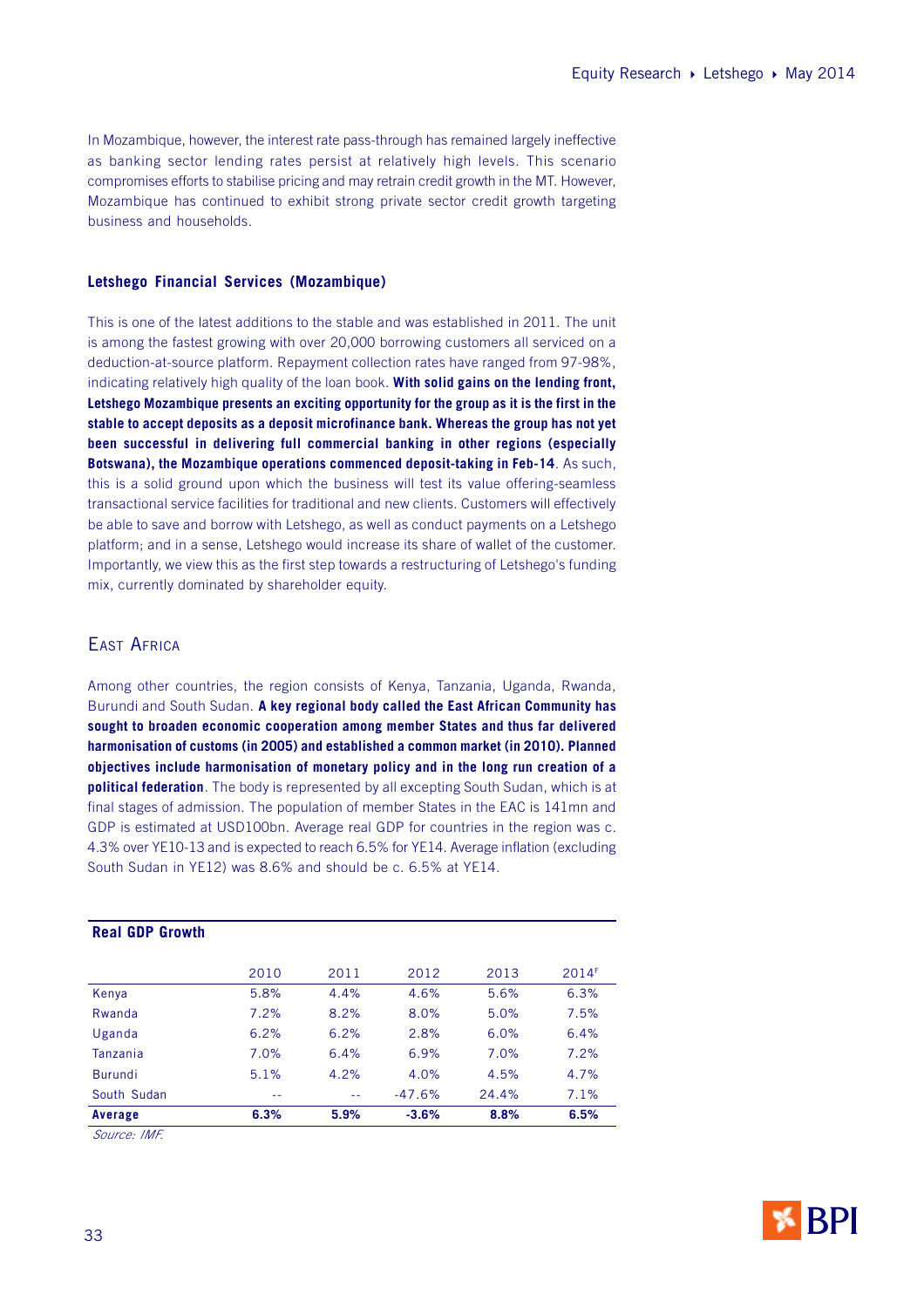In Mozambique, however, the interest rate pass-through has remained largely ineffective as banking sector lending rates persist at relatively high levels. This scenario compromises efforts to stabilise pricing and may retrain credit growth in the MT. However, Mozambique has continued to exhibit strong private sector credit growth targeting business and households.

### Letshego Financial Services (Mozambique)

This is one of the latest additions to the stable and was established in 2011. The unit is among the fastest growing with over 20,000 borrowing customers all serviced on a deduction-at-source platform. Repayment collection rates have ranged from 97-98%, indicating relatively high quality of the loan book. **With solid gains on the lending front, Letshego Mozambique presents an exciting opportunity for the group as it is the first in the stable to accept deposits as a deposit microfinance bank. Whereas the group has not yet been successful in delivering full commercial banking in other regions (especially Botswana), the Mozambique operations commenced deposit-taking in Feb-14**. As such, this is a solid ground upon which the business will test its value offering-seamless transactional service facilities for traditional and new clients. Customers will effectively be able to save and borrow with Letshego, as well as conduct payments on a Letshego platform; and in a sense, Letshego would increase its share of wallet of the customer. Importantly, we view this as the first step towards a restructuring of Letshego's funding mix, currently dominated by shareholder equity.

## East Africa

Among other countries, the region consists of Kenya, Tanzania, Uganda, Rwanda, Burundi and South Sudan. **A key regional body called the East African Community has sought to broaden economic cooperation among member States and thus far delivered harmonisation of customs (in 2005) and established a common market (in 2010). Planned objectives include harmonisation of monetary policy and in the long run creation of a political federation**. The body is represented by all excepting South Sudan, which is at final stages of admission. The population of member States in the EAC is 141mn and GDP is estimated at USD100bn. Average real GDP for countries in the region was c. 4.3% over YE10-13 and is expected to reach 6.5% for YE14. Average inflation (excluding South Sudan in YE12) was 8.6% and should be c. 6.5% at YE14.

**Real GDP Growth**

| | 2010 | 2011 | 2012 | 2013 | 2014F |
|---|---|---|---|---|---|
| Kenya | 5.8% | 4.4% | 4.6% | 5.6% | 6.3% |
| Rwanda | 7.2% | 8.2% | 8.0% | 5.0% | 7.5% |
| Uganda | 6.2% | 6.2% | 2.8% | 6.0% | 6.4% |
| Tanzania | 7.0% | 6.4% | 6.9% | 7.0% | 7.2% |
| Burundi | 5.1% | 4.2% | 4.0% | 4.5% | 4.7% |
| South Sudan | -- | -- | -47.6% | 24.4% | 7.1% |
| **Average** | **6.3%** | **5.9%** | **-3.6%** | **8.8%** | **6.5%** |

*Source: IMF.*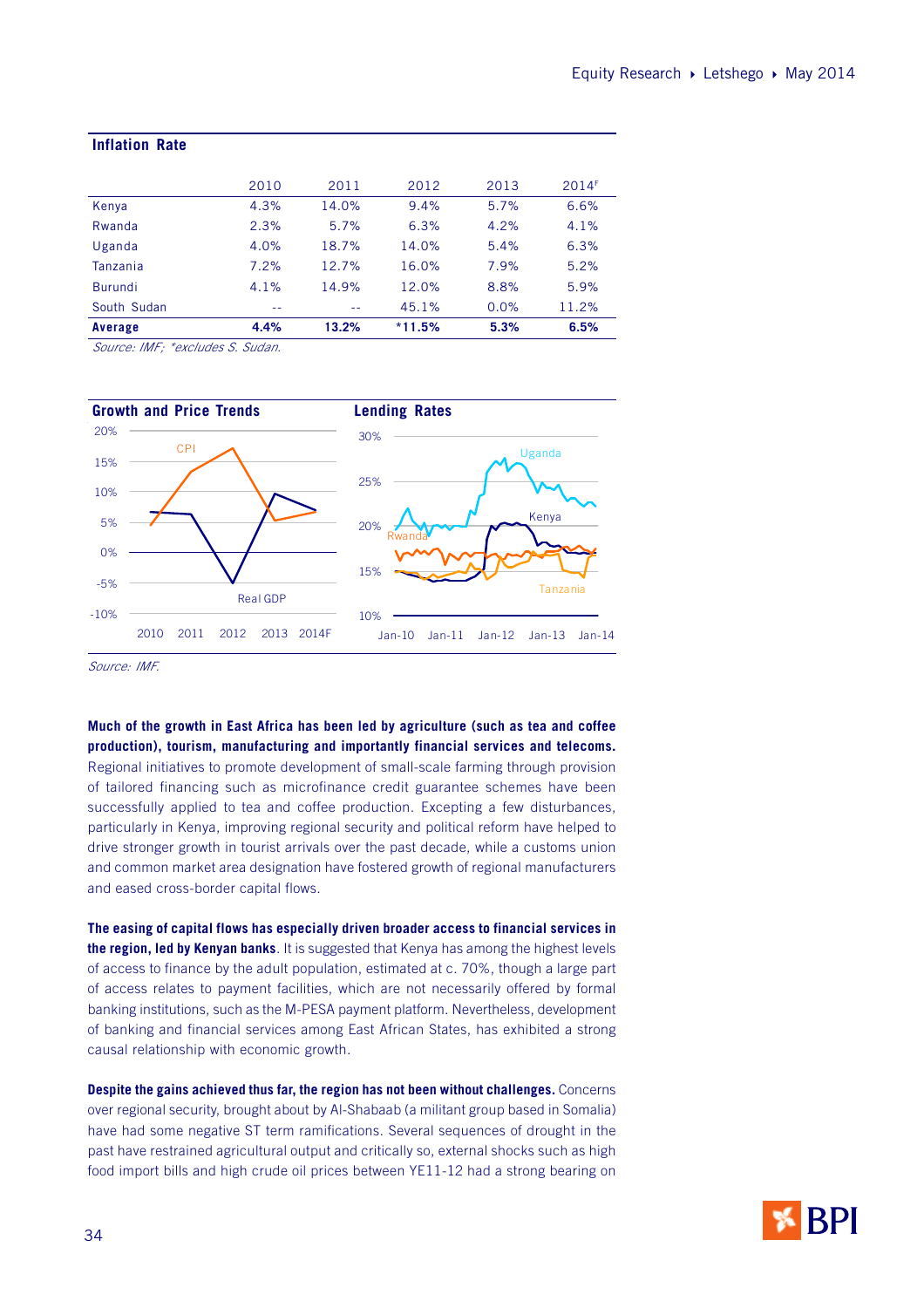**Inflation Rate**

| | 2010 | 2011 | 2012 | 2013 | 2014F |
|---|---|---|---|---|---|
| Kenya | 4.3% | 14.0% | 9.4% | 5.7% | 6.6% |
| Rwanda | 2.3% | 5.7% | 6.3% | 4.2% | 4.1% |
| Uganda | 4.0% | 18.7% | 14.0% | 5.4% | 6.3% |
| Tanzania | 7.2% | 12.7% | 16.0% | 7.9% | 5.2% |
| Burundi | 4.1% | 14.9% | 12.0% | 8.8% | 5.9% |
| South Sudan | -- | -- | 45.1% | 0.0% | 11.2% |
| **Average** | **4.4%** | **13.2%** | ***11.5%** | **5.3%** | **6.5%** |

*Source: IMF; *excludes S. Sudan.*

**Growth and Price Trends**

**Lending Rates**

*Source: IMF.*

**Much of the growth in East Africa has been led by agriculture (such as tea and coffee production), tourism, manufacturing and importantly financial services and telecoms.** Regional initiatives to promote development of small-scale farming through provision of tailored financing such as microfinance credit guarantee schemes have been successfully applied to tea and coffee production. Excepting a few disturbances, particularly in Kenya, improving regional security and political reform have helped to drive stronger growth in tourist arrivals over the past decade, while a customs union and common market area designation have fostered growth of regional manufacturers and eased cross-border capital flows.

**The easing of capital flows has especially driven broader access to financial services in the region, led by Kenyan banks**. It is suggested that Kenya has among the highest levels of access to finance by the adult population, estimated at c. 70%, though a large part of access relates to payment facilities, which are not necessarily offered by formal banking institutions, such as the M-PESA payment platform. Nevertheless, development of banking and financial services among East African States, has exhibited a strong causal relationship with economic growth.

**Despite the gains achieved thus far, the region has not been without challenges.** Concerns over regional security, brought about by Al-Shabaab (a militant group based in Somalia) have had some negative ST term ramifications. Several sequences of drought in the past have restrained agricultural output and critically so, external shocks such as high food import bills and high crude oil prices between YE11-12 had a strong bearing on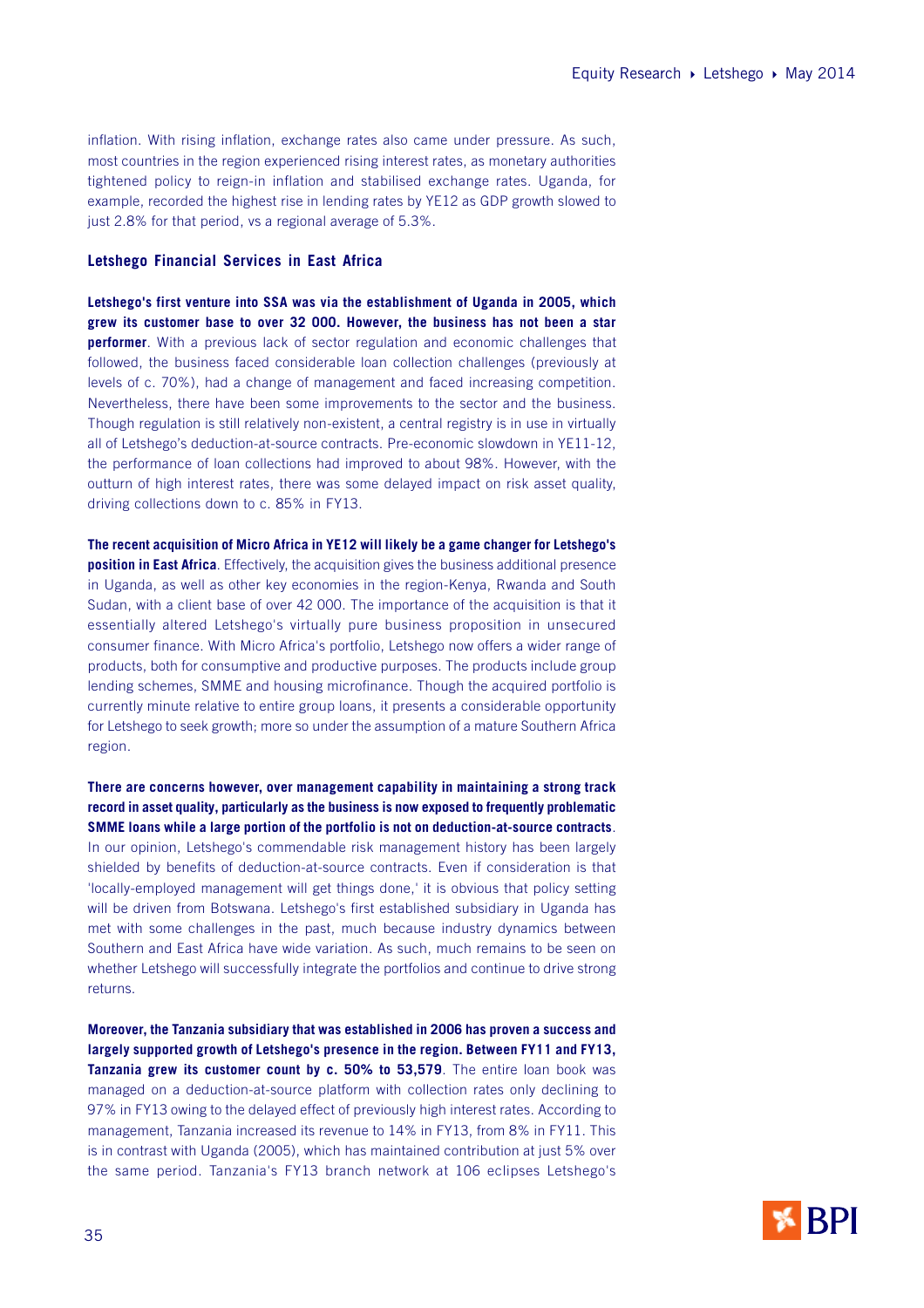inflation. With rising inflation, exchange rates also came under pressure. As such, most countries in the region experienced rising interest rates, as monetary authorities tightened policy to reign-in inflation and stabilised exchange rates. Uganda, for example, recorded the highest rise in lending rates by YE12 as GDP growth slowed to just 2.8% for that period, vs a regional average of 5.3%.

### Letshego Financial Services in East Africa

**Letshego's first venture into SSA was via the establishment of Uganda in 2005, which grew its customer base to over 32 000. However, the business has not been a star performer**. With a previous lack of sector regulation and economic challenges that followed, the business faced considerable loan collection challenges (previously at levels of c. 70%), had a change of management and faced increasing competition. Nevertheless, there have been some improvements to the sector and the business. Though regulation is still relatively non-existent, a central registry is in use in virtually all of Letshego's deduction-at-source contracts. Pre-economic slowdown in YE11-12, the performance of loan collections had improved to about 98%. However, with the outturn of high interest rates, there was some delayed impact on risk asset quality, driving collections down to c. 85% in FY13.

**The recent acquisition of Micro Africa in YE12 will likely be a game changer for Letshego's position in East Africa**. Effectively, the acquisition gives the business additional presence in Uganda, as well as other key economies in the region-Kenya, Rwanda and South Sudan, with a client base of over 42 000. The importance of the acquisition is that it essentially altered Letshego's virtually pure business proposition in unsecured consumer finance. With Micro Africa's portfolio, Letshego now offers a wider range of products, both for consumptive and productive purposes. The products include group lending schemes, SMME and housing microfinance. Though the acquired portfolio is currently minute relative to entire group loans, it presents a considerable opportunity for Letshego to seek growth; more so under the assumption of a mature Southern Africa region.

**There are concerns however, over management capability in maintaining a strong track record in asset quality, particularly as the business is now exposed to frequently problematic SMME loans while a large portion of the portfolio is not on deduction-at-source contracts**. In our opinion, Letshego's commendable risk management history has been largely shielded by benefits of deduction-at-source contracts. Even if consideration is that 'locally-employed management will get things done,' it is obvious that policy setting will be driven from Botswana. Letshego's first established subsidiary in Uganda has met with some challenges in the past, much because industry dynamics between Southern and East Africa have wide variation. As such, much remains to be seen on whether Letshego will successfully integrate the portfolios and continue to drive strong returns.

**Moreover, the Tanzania subsidiary that was established in 2006 has proven a success and largely supported growth of Letshego's presence in the region. Between FY11 and FY13, Tanzania grew its customer count by c. 50% to 53,579**. The entire loan book was managed on a deduction-at-source platform with collection rates only declining to 97% in FY13 owing to the delayed effect of previously high interest rates. According to management, Tanzania increased its revenue to 14% in FY13, from 8% in FY11. This is in contrast with Uganda (2005), which has maintained contribution at just 5% over the same period. Tanzania's FY13 branch network at 106 eclipses Letshego's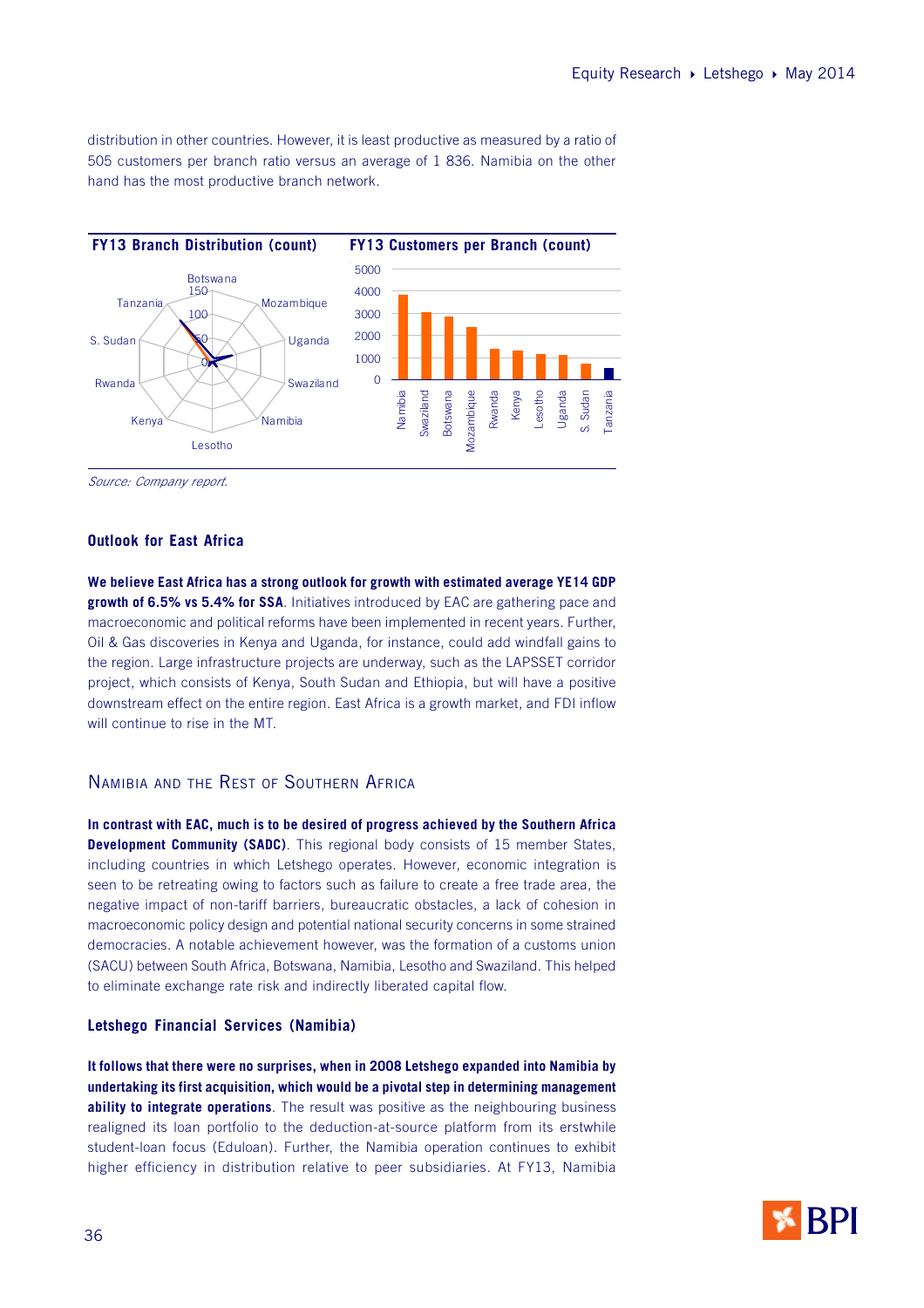distribution in other countries. However, it is least productive as measured by a ratio of 505 customers per branch ratio versus an average of 1 836. Namibia on the other hand has the most productive branch network.

**FY13 Branch Distribution (count)**

**FY13 Customers per Branch (count)**

*Source: Company report.*

### Outlook for East Africa

**We believe East Africa has a strong outlook for growth with estimated average YE14 GDP growth of 6.5% vs 5.4% for SSA**. Initiatives introduced by EAC are gathering pace and macroeconomic and political reforms have been implemented in recent years. Further, Oil & Gas discoveries in Kenya and Uganda, for instance, could add windfall gains to the region. Large infrastructure projects are underway, such as the LAPSSET corridor project, which consists of Kenya, South Sudan and Ethiopia, but will have a positive downstream effect on the entire region. East Africa is a growth market, and FDI inflow will continue to rise in the MT.

## Namibia and the Rest of Southern Africa

**In contrast with EAC, much is to be desired of progress achieved by the Southern Africa Development Community (SADC)**. This regional body consists of 15 member States, including countries in which Letshego operates. However, economic integration is seen to be retreating owing to factors such as failure to create a free trade area, the negative impact of non-tariff barriers, bureaucratic obstacles, a lack of cohesion in macroeconomic policy design and potential national security concerns in some strained democracies. A notable achievement however, was the formation of a customs union (SACU) between South Africa, Botswana, Namibia, Lesotho and Swaziland. This helped to eliminate exchange rate risk and indirectly liberated capital flow.

### Letshego Financial Services (Namibia)

**It follows that there were no surprises, when in 2008 Letshego expanded into Namibia by undertaking its first acquisition, which would be a pivotal step in determining management ability to integrate operations**. The result was positive as the neighbouring business realigned its loan portfolio to the deduction-at-source platform from its erstwhile student-loan focus (Eduloan). Further, the Namibia operation continues to exhibit higher efficiency in distribution relative to peer subsidiaries. At FY13, Namibia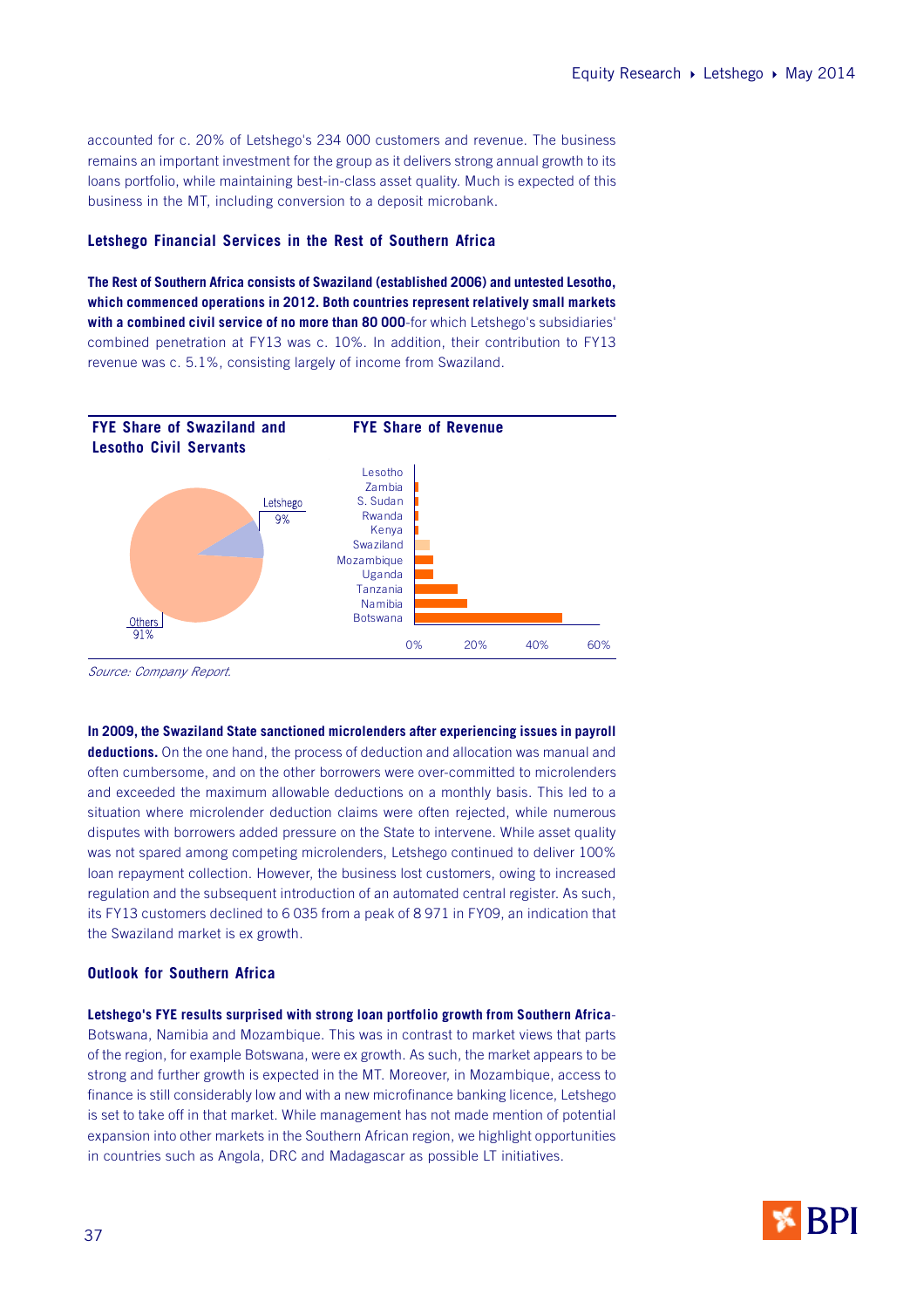accounted for c. 20% of Letshego's 234 000 customers and revenue. The business remains an important investment for the group as it delivers strong annual growth to its loans portfolio, while maintaining best-in-class asset quality. Much is expected of this business in the MT, including conversion to a deposit microbank.

### Letshego Financial Services in the Rest of Southern Africa

**The Rest of Southern Africa consists of Swaziland (established 2006) and untested Lesotho, which commenced operations in 2012. Both countries represent relatively small markets with a combined civil service of no more than 80 000**-for which Letshego's subsidiaries' combined penetration at FY13 was c. 10%. In addition, their contribution to FY13 revenue was c. 5.1%, consisting largely of income from Swaziland.

**FYE Share of Swaziland and Lesotho Civil Servants**

Letshego 9%

Others 91%

**FYE Share of Revenue**

Lesotho, Zambia, S. Sudan, Rwanda, Kenya, Swaziland, Mozambique, Uganda, Tanzania, Namibia, Botswana

0% 20% 40% 60%

*Source: Company Report.*

**In 2009, the Swaziland State sanctioned microlenders after experiencing issues in payroll deductions.** On the one hand, the process of deduction and allocation was manual and often cumbersome, and on the other borrowers were over-committed to microlenders and exceeded the maximum allowable deductions on a monthly basis. This led to a situation where microlender deduction claims were often rejected, while numerous disputes with borrowers added pressure on the State to intervene. While asset quality was not spared among competing microlenders, Letshego continued to deliver 100% loan repayment collection. However, the business lost customers, owing to increased regulation and the subsequent introduction of an automated central register. As such, its FY13 customers declined to 6 035 from a peak of 8 971 in FY09, an indication that the Swaziland market is ex growth.

### Outlook for Southern Africa

**Letshego's FYE results surprised with strong loan portfolio growth from Southern Africa**-Botswana, Namibia and Mozambique. This was in contrast to market views that parts of the region, for example Botswana, were ex growth. As such, the market appears to be strong and further growth is expected in the MT. Moreover, in Mozambique, access to finance is still considerably low and with a new microfinance banking licence, Letshego is set to take off in that market. While management has not made mention of potential expansion into other markets in the Southern African region, we highlight opportunities in countries such as Angola, DRC and Madagascar as possible LT initiatives.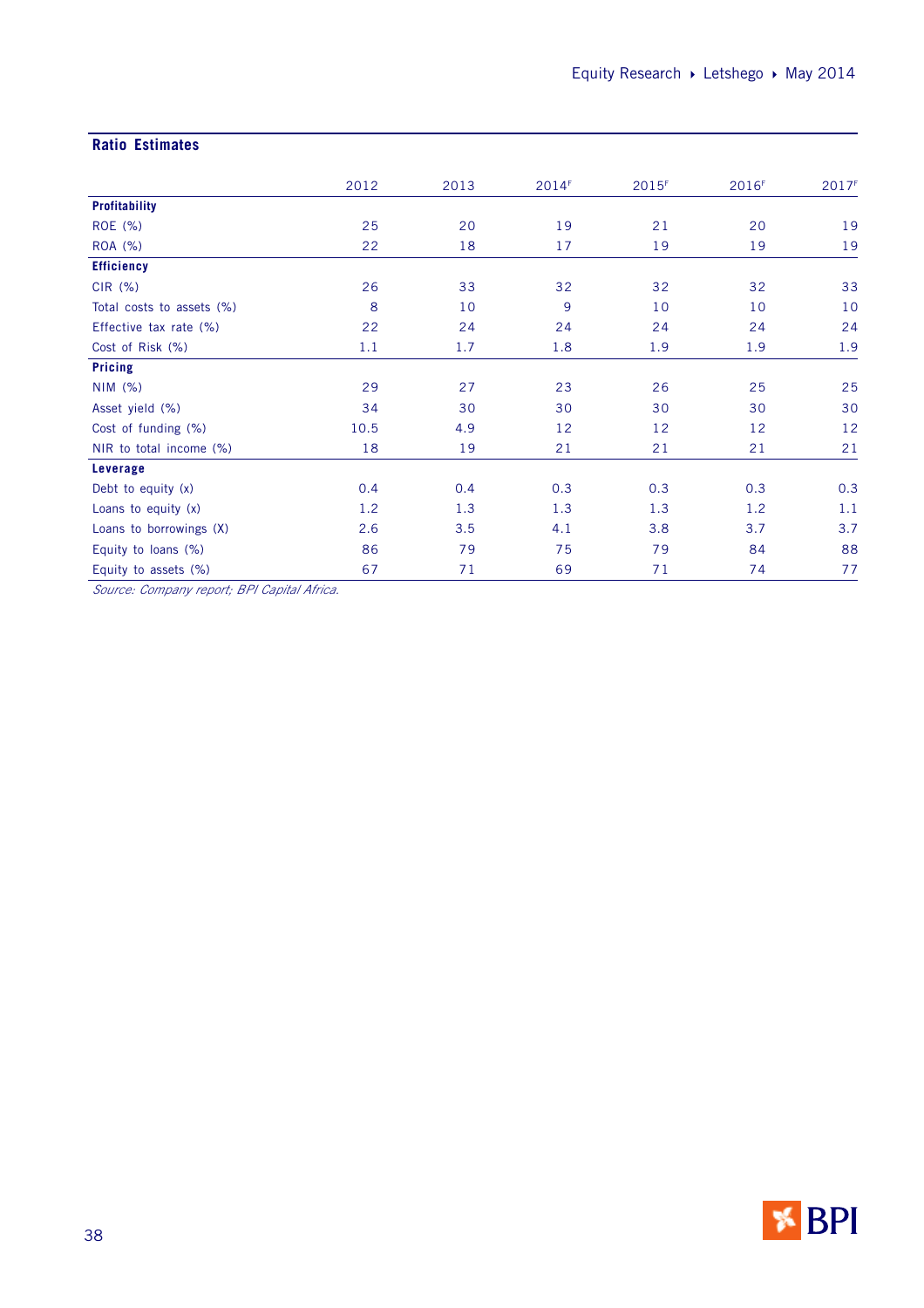## Ratio Estimates

| | 2012 | 2013 | 2014F | 2015F | 2016F | 2017F |
|---|---|---|---|---|---|---|
| **Profitability** | | | | | | |
| ROE (%) | 25 | 20 | 19 | 21 | 20 | 19 |
| ROA (%) | 22 | 18 | 17 | 19 | 19 | 19 |
| **Efficiency** | | | | | | |
| CIR (%) | 26 | 33 | 32 | 32 | 32 | 33 |
| Total costs to assets (%) | 8 | 10 | 9 | 10 | 10 | 10 |
| Effective tax rate (%) | 22 | 24 | 24 | 24 | 24 | 24 |
| Cost of Risk (%) | 1.1 | 1.7 | 1.8 | 1.9 | 1.9 | 1.9 |
| **Pricing** | | | | | | |
| NIM (%) | 29 | 27 | 23 | 26 | 25 | 25 |
| Asset yield (%) | 34 | 30 | 30 | 30 | 30 | 30 |
| Cost of funding (%) | 10.5 | 4.9 | 12 | 12 | 12 | 12 |
| NIR to total income (%) | 18 | 19 | 21 | 21 | 21 | 21 |
| **Leverage** | | | | | | |
| Debt to equity (x) | 0.4 | 0.4 | 0.3 | 0.3 | 0.3 | 0.3 |
| Loans to equity (x) | 1.2 | 1.3 | 1.3 | 1.3 | 1.2 | 1.1 |
| Loans to borrowings (X) | 2.6 | 3.5 | 4.1 | 3.8 | 3.7 | 3.7 |
| Equity to loans (%) | 86 | 79 | 75 | 79 | 84 | 88 |
| Equity to assets (%) | 67 | 71 | 69 | 71 | 74 | 77 |

*Source: Company report; BPI Capital Africa.*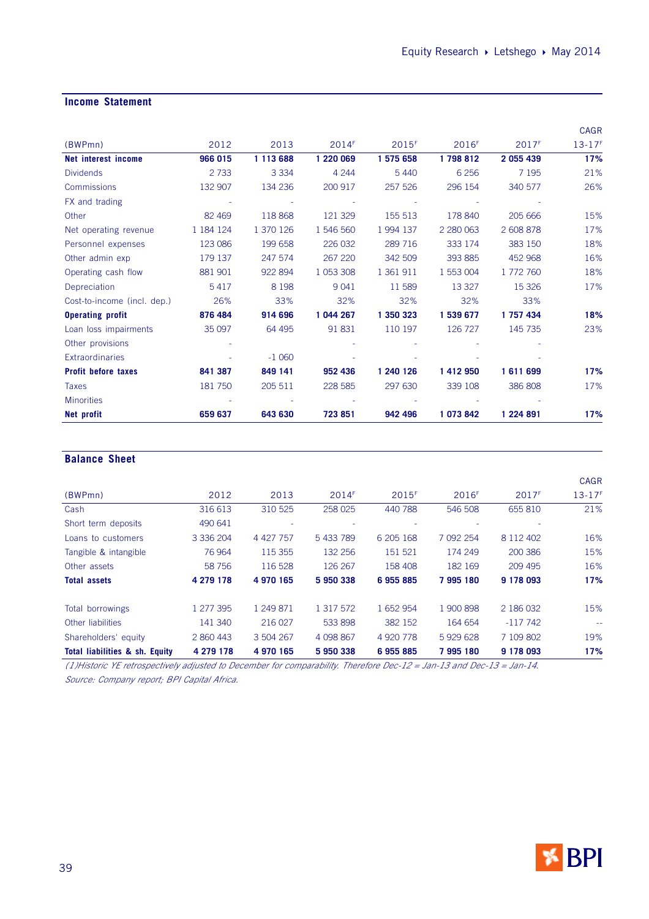## Income Statement

| (BWPmn) | 2012 | 2013 | 2014F | 2015F | 2016F | 2017F | CAGR 13-17F |
|---|---|---|---|---|---|---|---|
| **Net interest income** | **966 015** | **1 113 688** | **1 220 069** | **1 575 658** | **1 798 812** | **2 055 439** | **17%** |
| Dividends | 2 733 | 3 334 | 4 244 | 5 440 | 6 256 | 7 195 | 21% |
| Commissions | 132 907 | 134 236 | 200 917 | 257 526 | 296 154 | 340 577 | 26% |
| FX and trading | - | - | - | - | - | - | |
| Other | 82 469 | 118 868 | 121 329 | 155 513 | 178 840 | 205 666 | 15% |
| Net operating revenue | 1 184 124 | 1 370 126 | 1 546 560 | 1 994 137 | 2 280 063 | 2 608 878 | 17% |
| Personnel expenses | 123 086 | 199 658 | 226 032 | 289 716 | 333 174 | 383 150 | 18% |
| Other admin exp | 179 137 | 247 574 | 267 220 | 342 509 | 393 885 | 452 968 | 16% |
| Operating cash flow | 881 901 | 922 894 | 1 053 308 | 1 361 911 | 1 553 004 | 1 772 760 | 18% |
| Depreciation | 5 417 | 8 198 | 9 041 | 11 589 | 13 327 | 15 326 | 17% |
| Cost-to-income (incl. dep.) | 26% | 33% | 32% | 32% | 32% | 33% | |
| **Operating profit** | **876 484** | **914 696** | **1 044 267** | **1 350 323** | **1 539 677** | **1 757 434** | **18%** |
| Loan loss impairments | 35 097 | 64 495 | 91 831 | 110 197 | 126 727 | 145 735 | 23% |
| Other provisions | - | - | - | - | - | - | |
| Extraordinaries | - | -1 060 | - | - | - | - | |
| **Profit before taxes** | **841 387** | **849 141** | **952 436** | **1 240 126** | **1 412 950** | **1 611 699** | **17%** |
| Taxes | 181 750 | 205 511 | 228 585 | 297 630 | 339 108 | 386 808 | 17% |
| Minorities | - | - | - | - | - | - | |
| **Net profit** | **659 637** | **643 630** | **723 851** | **942 496** | **1 073 842** | **1 224 891** | **17%** |

## Balance Sheet

| (BWPmn) | 2012 | 2013 | 2014F | 2015F | 2016F | 2017F | CAGR 13-17F |
|---|---|---|---|---|---|---|---|
| Cash | 316 613 | 310 525 | 258 025 | 440 788 | 546 508 | 655 810 | 21% |
| Short term deposits | 490 641 | - | - | - | - | - | |
| Loans to customers | 3 336 204 | 4 427 757 | 5 433 789 | 6 205 168 | 7 092 254 | 8 112 402 | 16% |
| Tangible & intangible | 76 964 | 115 355 | 132 256 | 151 521 | 174 249 | 200 386 | 15% |
| Other assets | 58 756 | 116 528 | 126 267 | 158 408 | 182 169 | 209 495 | 16% |
| **Total assets** | **4 279 178** | **4 970 165** | **5 950 338** | **6 955 885** | **7 995 180** | **9 178 093** | **17%** |
| | | | | | | | |
| Total borrowings | 1 277 395 | 1 249 871 | 1 317 572 | 1 652 954 | 1 900 898 | 2 186 032 | 15% |
| Other liabilities | 141 340 | 216 027 | 533 898 | 382 152 | 164 654 | -117 742 | -- |
| Shareholders' equity | 2 860 443 | 3 504 267 | 4 098 867 | 4 920 778 | 5 929 628 | 7 109 802 | 19% |
| **Total liabilities & sh. Equity** | **4 279 178** | **4 970 165** | **5 950 338** | **6 955 885** | **7 995 180** | **9 178 093** | **17%** |

*(1)Historic YE retrospectively adjusted to December for comparability. Therefore Dec-12 = Jan-13 and Dec-13 = Jan-14.*

*Source: Company report; BPI Capital Africa.*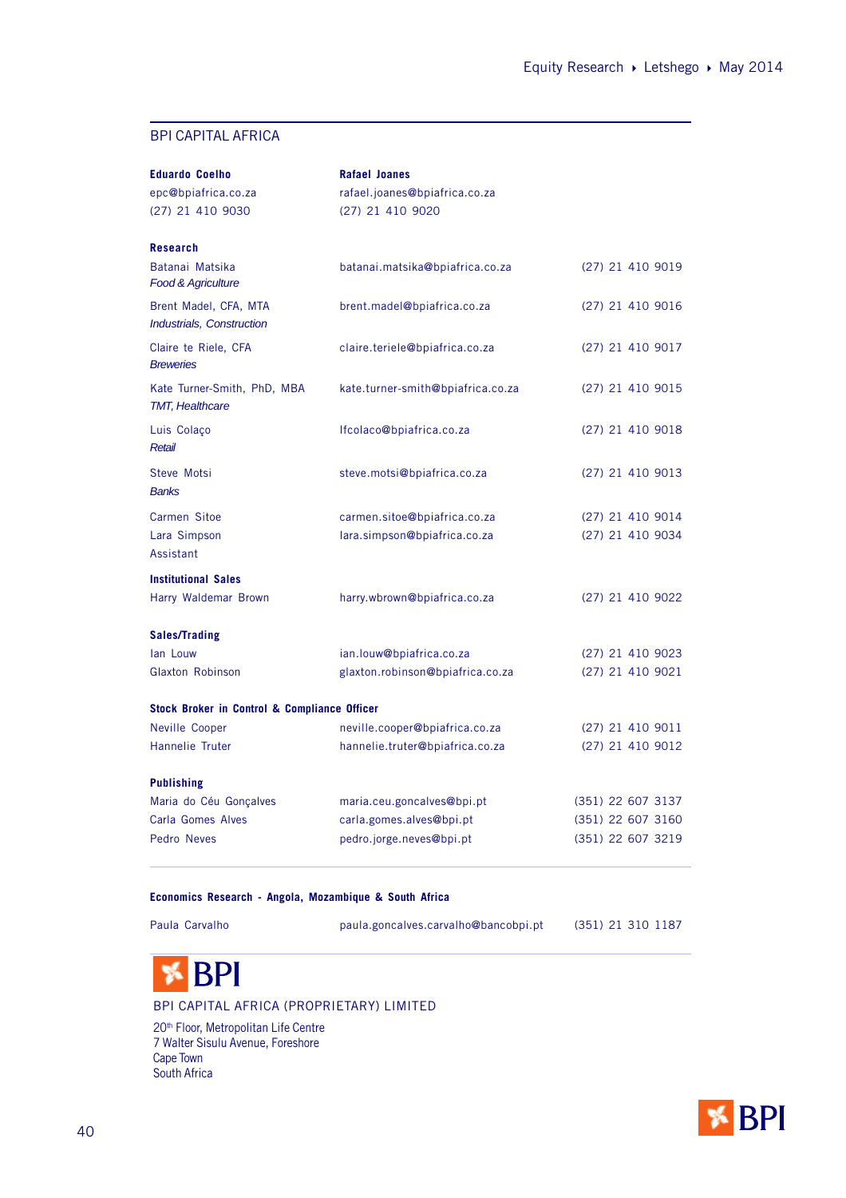## BPI CAPITAL AFRICA

| **Eduardo Coelho** | **Rafael Joanes** |
|---|---|
| epc@bpiafrica.co.za | rafael.joanes@bpiafrica.co.za |
| (27) 21 410 9030 | (27) 21 410 9020 |

**Research**

| | | |
|---|---|---|
| Batanai Matsika<br>*Food & Agriculture* | batanai.matsika@bpiafrica.co.za | (27) 21 410 9019 |
| Brent Madel, CFA, MTA<br>*Industrials, Construction* | brent.madel@bpiafrica.co.za | (27) 21 410 9016 |
| Claire te Riele, CFA<br>*Breweries* | claire.teriele@bpiafrica.co.za | (27) 21 410 9017 |
| Kate Turner-Smith, PhD, MBA<br>*TMT, Healthcare* | kate.turner-smith@bpiafrica.co.za | (27) 21 410 9015 |
| Luis Colaço<br>*Retail* | lfcolaco@bpiafrica.co.za | (27) 21 410 9018 |
| Steve Motsi<br>*Banks* | steve.motsi@bpiafrica.co.za | (27) 21 410 9013 |
| Carmen Sitoe | carmen.sitoe@bpiafrica.co.za | (27) 21 410 9014 |
| Lara Simpson<br>Assistant | lara.simpson@bpiafrica.co.za | (27) 21 410 9034 |

**Institutional Sales**

| | | |
|---|---|---|
| Harry Waldemar Brown | harry.wbrown@bpiafrica.co.za | (27) 21 410 9022 |

**Sales/Trading**

| | | |
|---|---|---|
| Ian Louw | ian.louw@bpiafrica.co.za | (27) 21 410 9023 |
| Glaxton Robinson | glaxton.robinson@bpiafrica.co.za | (27) 21 410 9021 |

**Stock Broker in Control & Compliance Officer**

| | | |
|---|---|---|
| Neville Cooper | neville.cooper@bpiafrica.co.za | (27) 21 410 9011 |
| Hannelie Truter | hannelie.truter@bpiafrica.co.za | (27) 21 410 9012 |

**Publishing**

| | | |
|---|---|---|
| Maria do Céu Gonçalves | maria.ceu.goncalves@bpi.pt | (351) 22 607 3137 |
| Carla Gomes Alves | carla.gomes.alves@bpi.pt | (351) 22 607 3160 |
| Pedro Neves | pedro.jorge.neves@bpi.pt | (351) 22 607 3219 |

**Economics Research - Angola, Mozambique & South Africa**

| | | |
|---|---|---|
| Paula Carvalho | paula.goncalves.carvalho@bancobpi.pt | (351) 21 310 1187 |

BPI

BPI CAPITAL AFRICA (PROPRIETARY) LIMITED

20th Floor, Metropolitan Life Centre
7 Walter Sisulu Avenue, Foreshore
Cape Town
South Africa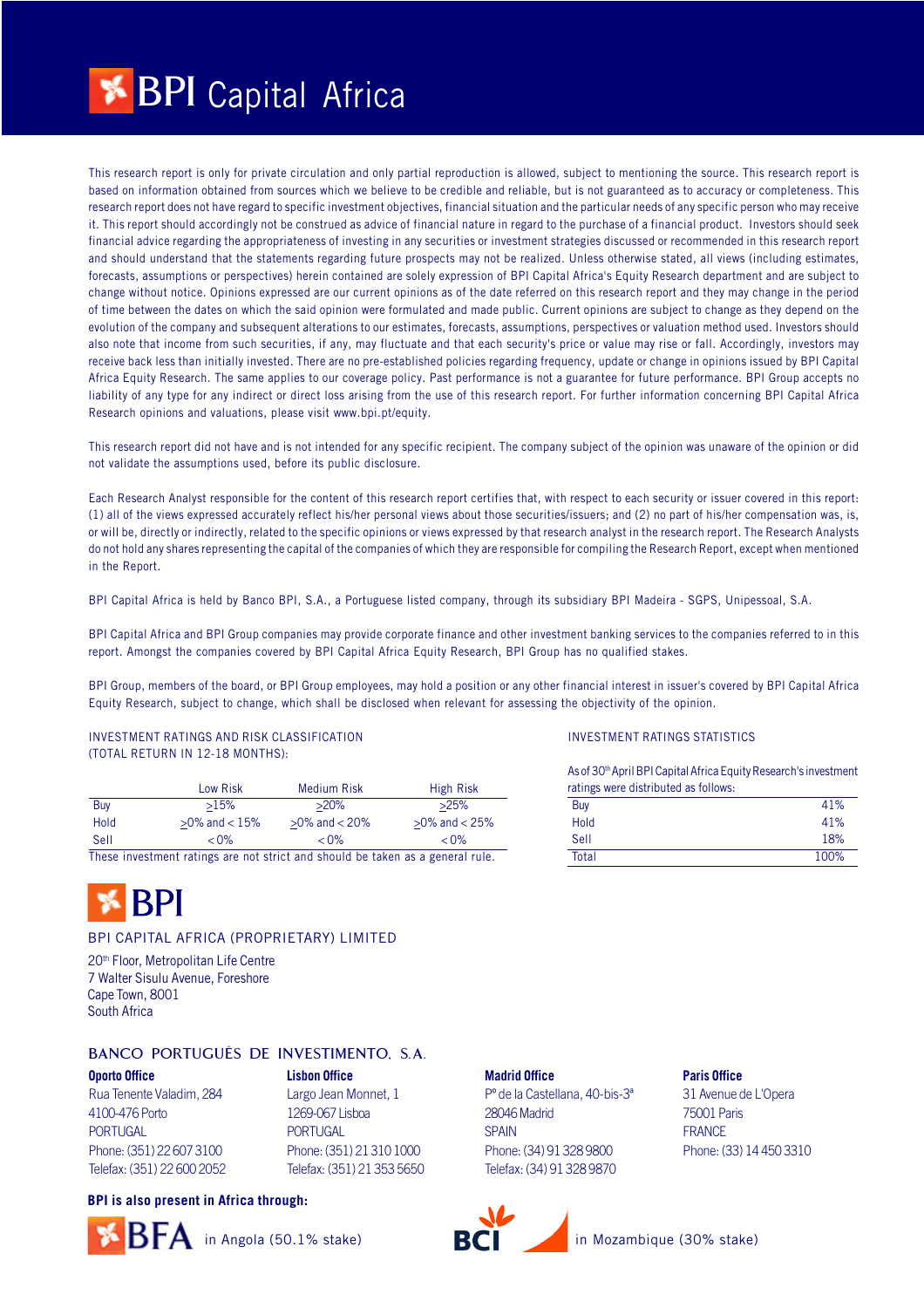# BPI Capital Africa

This research report is only for private circulation and only partial reproduction is allowed, subject to mentioning the source. This research report is based on information obtained from sources which we believe to be credible and reliable, but is not guaranteed as to accuracy or completeness. This research report does not have regard to specific investment objectives, financial situation and the particular needs of any specific person who may receive it. This report should accordingly not be construed as advice of financial nature in regard to the purchase of a financial product. Investors should seek financial advice regarding the appropriateness of investing in any securities or investment strategies discussed or recommended in this research report and should understand that the statements regarding future prospects may not be realized. Unless otherwise stated, all views (including estimates, forecasts, assumptions or perspectives) herein contained are solely expression of BPI Capital Africa's Equity Research department and are subject to change without notice. Opinions expressed are our current opinions as of the date referred on this research report and they may change in the period of time between the dates on which the said opinion were formulated and made public. Current opinions are subject to change as they depend on the evolution of the company and subsequent alterations to our estimates, forecasts, assumptions, perspectives or valuation method used. Investors should also note that income from such securities, if any, may fluctuate and that each security's price or value may rise or fall. Accordingly, investors may receive back less than initially invested. There are no pre-established policies regarding frequency, update or change in opinions issued by BPI Capital Africa Equity Research. The same applies to our coverage policy. Past performance is not a guarantee for future performance. BPI Group accepts no liability of any type for any indirect or direct loss arising from the use of this research report. For further information concerning BPI Capital Africa Research opinions and valuations, please visit www.bpi.pt/equity.

This research report did not have and is not intended for any specific recipient. The company subject of the opinion was unaware of the opinion or did not validate the assumptions used, before its public disclosure.

Each Research Analyst responsible for the content of this research report certifies that, with respect to each security or issuer covered in this report: (1) all of the views expressed accurately reflect his/her personal views about those securities/issuers; and (2) no part of his/her compensation was, is, or will be, directly or indirectly, related to the specific opinions or views expressed by that research analyst in the research report. The Research Analysts do not hold any shares representing the capital of the companies of which they are responsible for compiling the Research Report, except when mentioned in the Report.

BPI Capital Africa is held by Banco BPI, S.A., a Portuguese listed company, through its subsidiary BPI Madeira - SGPS, Unipessoal, S.A.

BPI Capital Africa and BPI Group companies may provide corporate finance and other investment banking services to the companies referred to in this report. Amongst the companies covered by BPI Capital Africa Equity Research, BPI Group has no qualified stakes.

BPI Group, members of the board, or BPI Group employees, may hold a position or any other financial interest in issuer's covered by BPI Capital Africa Equity Research, subject to change, which shall be disclosed when relevant for assessing the objectivity of the opinion.

INVESTMENT RATINGS AND RISK CLASSIFICATION
(TOTAL RETURN IN 12-18 MONTHS):

| | Low Risk | Medium Risk | High Risk |
|---|---|---|---|
| Buy | ≥15% | ≥20% | ≥25% |
| Hold | ≥0% and < 15% | ≥0% and < 20% | ≥0% and < 25% |
| Sell | < 0% | < 0% | < 0% |

These investment ratings are not strict and should be taken as a general rule.

INVESTMENT RATINGS STATISTICS

As of 30th April BPI Capital Africa Equity Research's investment ratings were distributed as follows:

| | |
|---|---|
| Buy | 41% |
| Hold | 41% |
| Sell | 18% |
| Total | 100% |

BPI

BPI CAPITAL AFRICA (PROPRIETARY) LIMITED

20th Floor, Metropolitan Life Centre
7 Walter Sisulu Avenue, Foreshore
Cape Town, 8001
South Africa

BANCO PORTUGUÊS DE INVESTIMENTO, S.A.

**Oporto Office**
Rua Tenente Valadim, 284
4100-476 Porto
PORTUGAL
Phone: (351) 22 607 3100
Telefax: (351) 22 600 2052

**Lisbon Office**
Largo Jean Monnet, 1
1269-067 Lisboa
PORTUGAL
Phone: (351) 21 310 1000
Telefax: (351) 21 353 5650

**Madrid Office**
Pº de la Castellana, 40-bis-3ª
28046 Madrid
SPAIN
Phone: (34) 91 328 9800
Telefax: (34) 91 328 9870

**Paris Office**
31 Avenue de L'Opera
75001 Paris
FRANCE
Phone: (33) 14 450 3310

**BPI is also present in Africa through:**

BFA in Angola (50.1% stake)

BCI in Mozambique (30% stake)